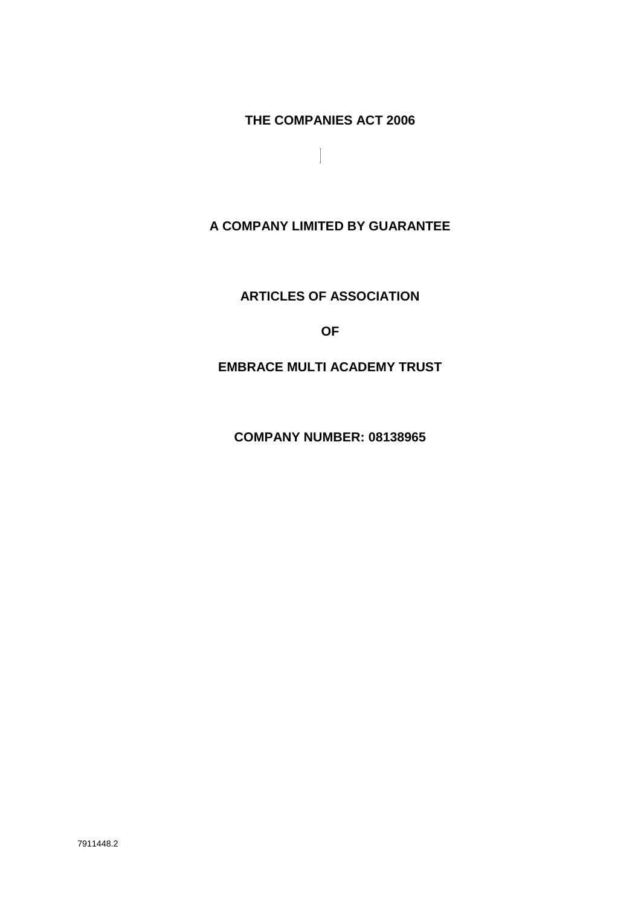**THE COMPANIES ACT 2006**

**A COMPANY LIMITED BY GUARANTEE**

**ARTICLES OF ASSOCIATION**

**OF**

**EMBRACE MULTI ACADEMY TRUST**

**COMPANY NUMBER: 08138965**

7911448.2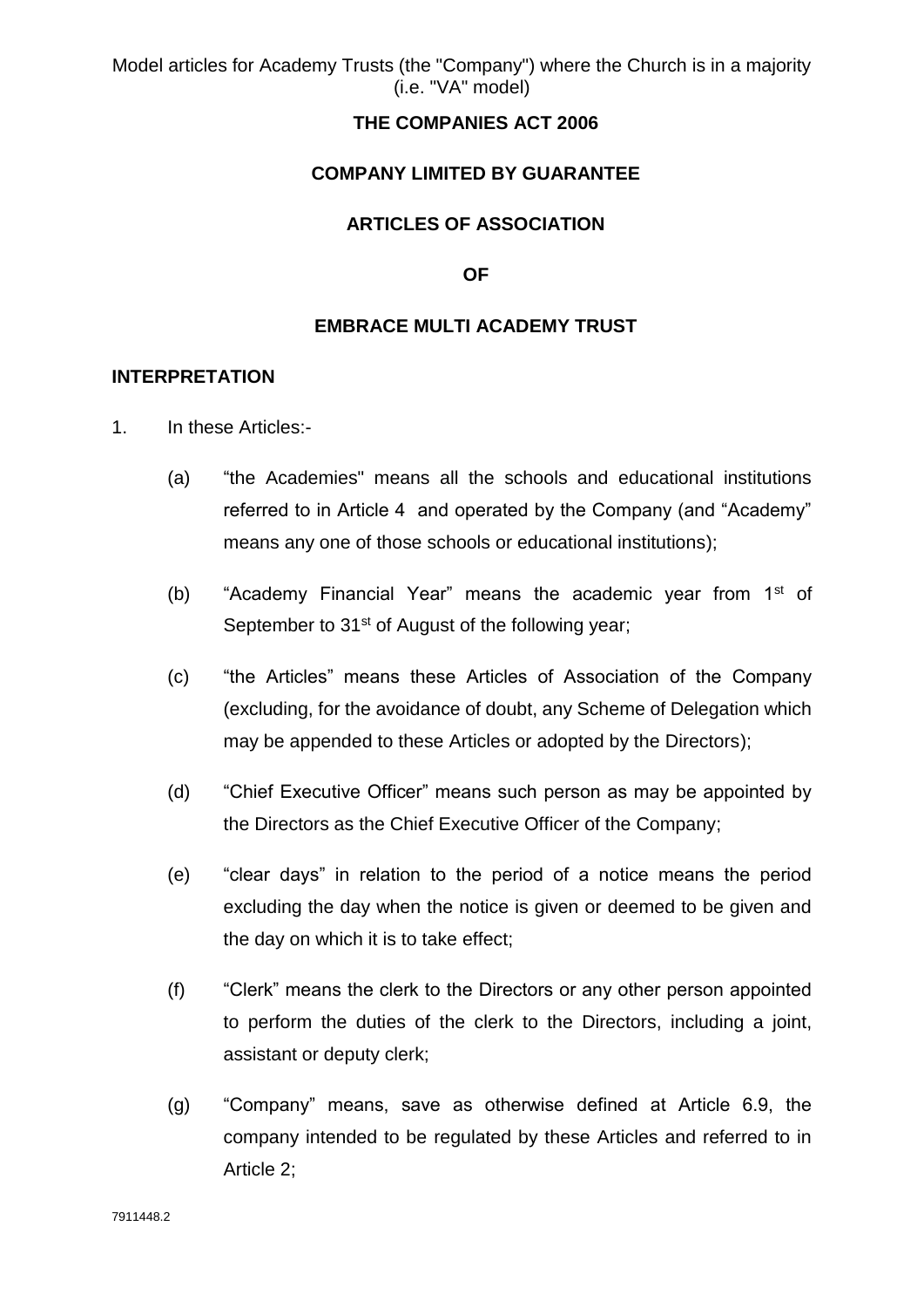Model articles for Academy Trusts (the "Company") where the Church is in a majority (i.e. "VA" model)

**THE COMPANIES ACT 2006**

**COMPANY LIMITED BY GUARANTEE**

**ARTICLES OF ASSOCIATION**

**OF**

**EMBRACE MULTI ACADEMY TRUST**

## INTERPRETATION

1. In these Articles:-

   (a) "the Academies" means all the schools and educational institutions referred to in Article 4 and operated by the Company (and "Academy" means any one of those schools or educational institutions);

   (b) "Academy Financial Year" means the academic year from 1st of September to 31st of August of the following year;

   (c) "the Articles" means these Articles of Association of the Company (excluding, for the avoidance of doubt, any Scheme of Delegation which may be appended to these Articles or adopted by the Directors);

   (d) "Chief Executive Officer" means such person as may be appointed by the Directors as the Chief Executive Officer of the Company;

   (e) "clear days" in relation to the period of a notice means the period excluding the day when the notice is given or deemed to be given and the day on which it is to take effect;

   (f) "Clerk" means the clerk to the Directors or any other person appointed to perform the duties of the clerk to the Directors, including a joint, assistant or deputy clerk;

   (g) "Company" means, save as otherwise defined at Article 6.9, the company intended to be regulated by these Articles and referred to in Article 2;

7911448.2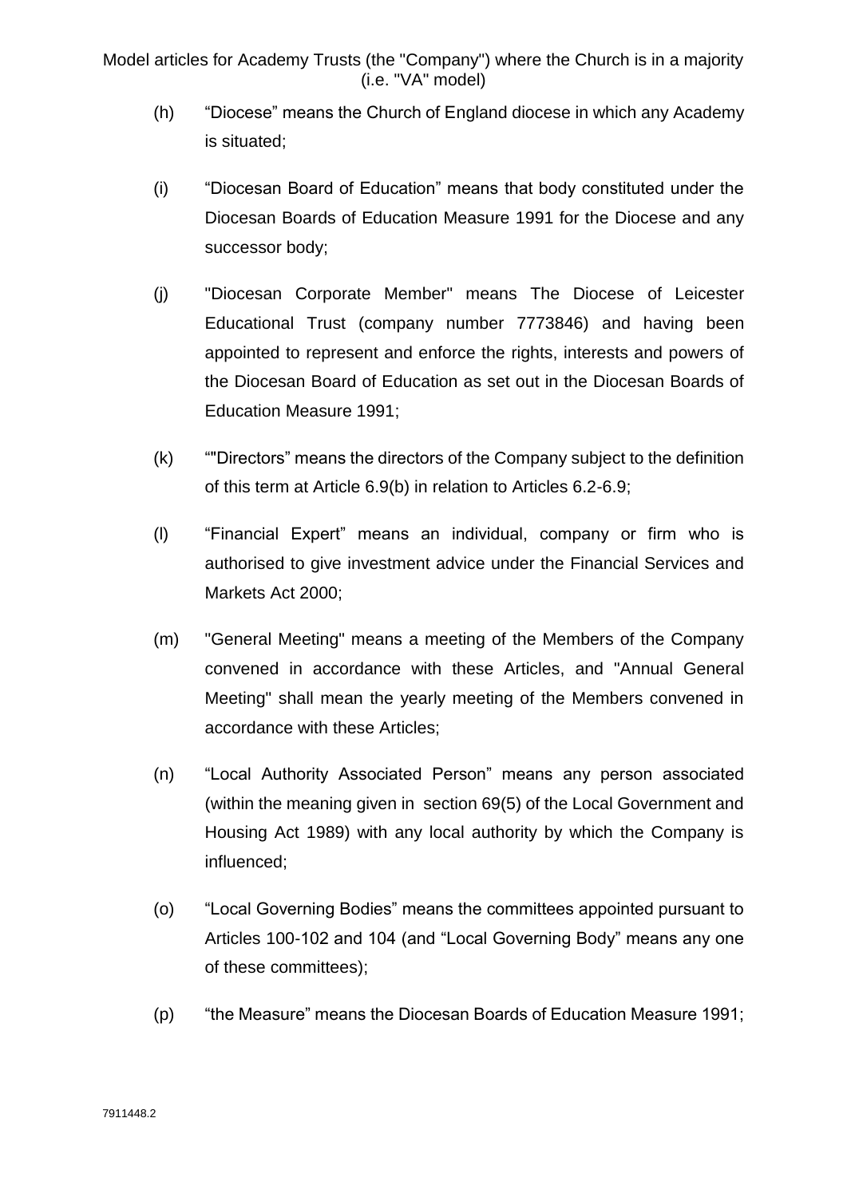(h) “Diocese” means the Church of England diocese in which any Academy is situated;

(i) “Diocesan Board of Education” means that body constituted under the Diocesan Boards of Education Measure 1991 for the Diocese and any successor body;

(j) "Diocesan Corporate Member" means The Diocese of Leicester Educational Trust (company number 7773846) and having been appointed to represent and enforce the rights, interests and powers of the Diocesan Board of Education as set out in the Diocesan Boards of Education Measure 1991;

(k) “"Directors” means the directors of the Company subject to the definition of this term at Article 6.9(b) in relation to Articles 6.2-6.9;

(l) “Financial Expert” means an individual, company or firm who is authorised to give investment advice under the Financial Services and Markets Act 2000;

(m) "General Meeting" means a meeting of the Members of the Company convened in accordance with these Articles, and "Annual General Meeting" shall mean the yearly meeting of the Members convened in accordance with these Articles;

(n) “Local Authority Associated Person” means any person associated (within the meaning given in section 69(5) of the Local Government and Housing Act 1989) with any local authority by which the Company is influenced;

(o) “Local Governing Bodies” means the committees appointed pursuant to Articles 100-102 and 104 (and “Local Governing Body” means any one of these committees);

(p) “the Measure” means the Diocesan Boards of Education Measure 1991;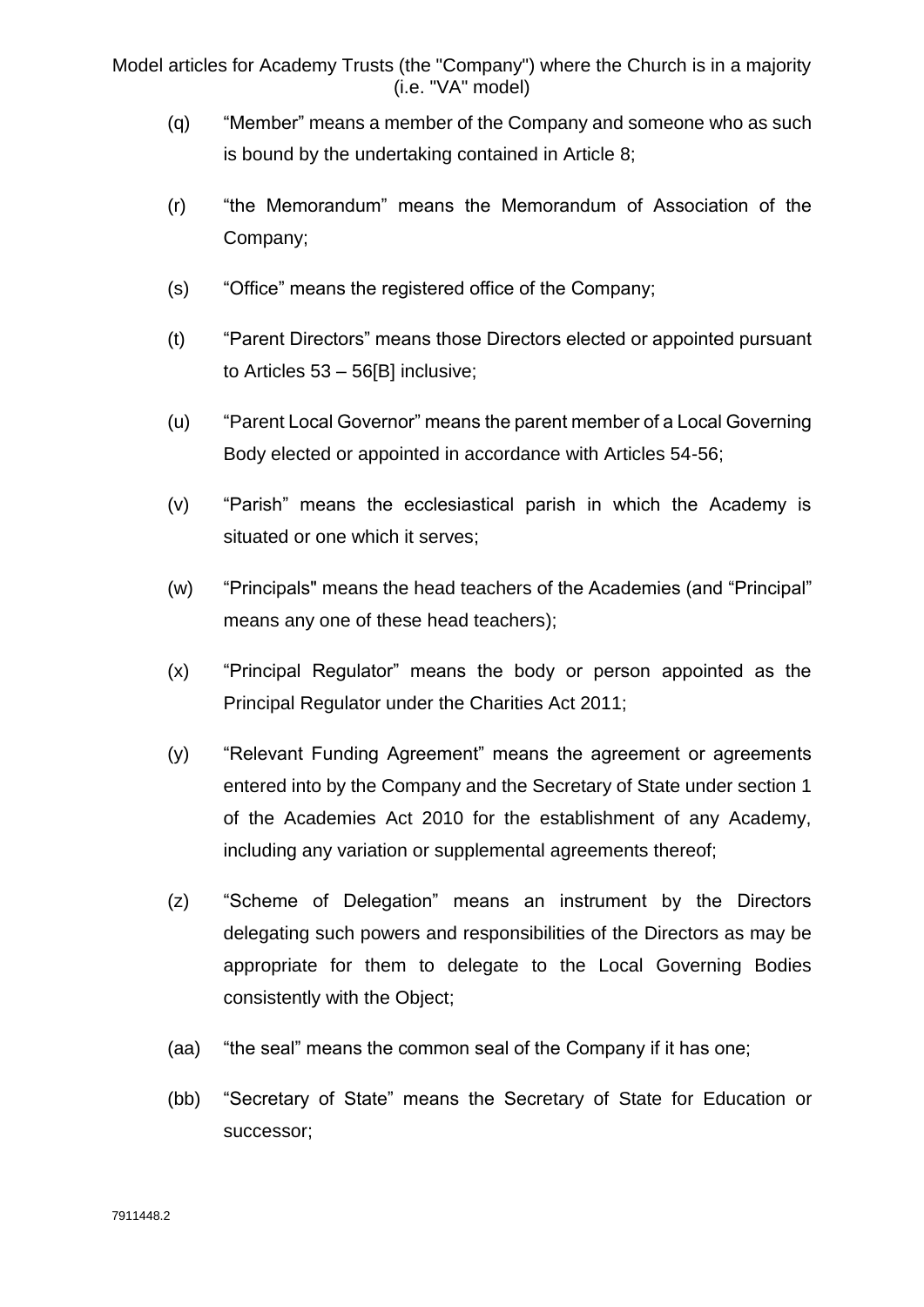(q) “Member” means a member of the Company and someone who as such is bound by the undertaking contained in Article 8;

(r) “the Memorandum” means the Memorandum of Association of the Company;

(s) “Office” means the registered office of the Company;

(t) “Parent Directors” means those Directors elected or appointed pursuant to Articles 53 – 56[B] inclusive;

(u) “Parent Local Governor” means the parent member of a Local Governing Body elected or appointed in accordance with Articles 54-56;

(v) “Parish” means the ecclesiastical parish in which the Academy is situated or one which it serves;

(w) “Principals" means the head teachers of the Academies (and “Principal” means any one of these head teachers);

(x) “Principal Regulator” means the body or person appointed as the Principal Regulator under the Charities Act 2011;

(y) “Relevant Funding Agreement” means the agreement or agreements entered into by the Company and the Secretary of State under section 1 of the Academies Act 2010 for the establishment of any Academy, including any variation or supplemental agreements thereof;

(z) “Scheme of Delegation” means an instrument by the Directors delegating such powers and responsibilities of the Directors as may be appropriate for them to delegate to the Local Governing Bodies consistently with the Object;

(aa) “the seal” means the common seal of the Company if it has one;

(bb) “Secretary of State” means the Secretary of State for Education or successor;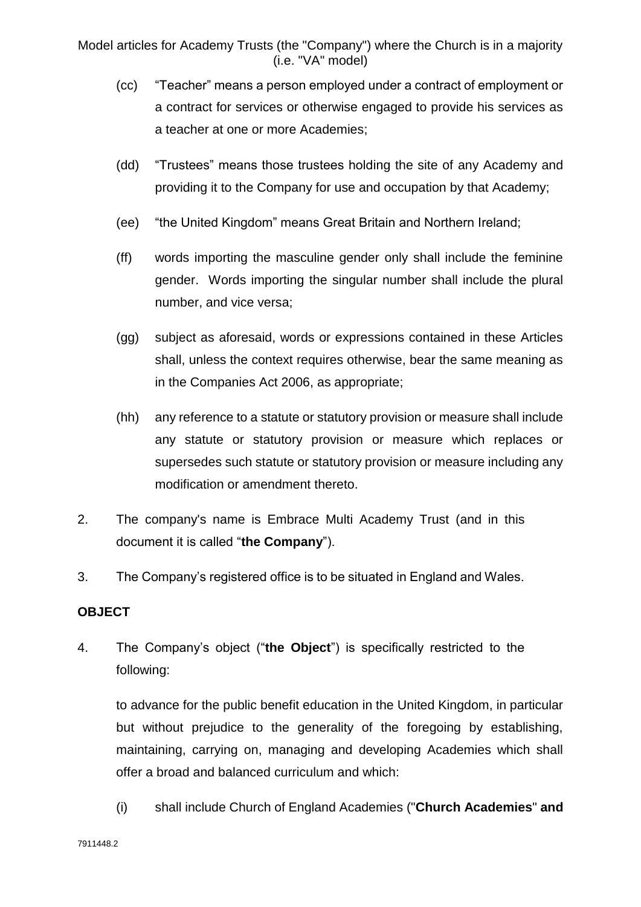(cc) "Teacher" means a person employed under a contract of employment or a contract for services or otherwise engaged to provide his services as a teacher at one or more Academies;

(dd) "Trustees" means those trustees holding the site of any Academy and providing it to the Company for use and occupation by that Academy;

(ee) "the United Kingdom" means Great Britain and Northern Ireland;

(ff) words importing the masculine gender only shall include the feminine gender. Words importing the singular number shall include the plural number, and vice versa;

(gg) subject as aforesaid, words or expressions contained in these Articles shall, unless the context requires otherwise, bear the same meaning as in the Companies Act 2006, as appropriate;

(hh) any reference to a statute or statutory provision or measure shall include any statute or statutory provision or measure which replaces or supersedes such statute or statutory provision or measure including any modification or amendment thereto.

2. The company's name is Embrace Multi Academy Trust (and in this document it is called "**the Company**").

3. The Company's registered office is to be situated in England and Wales.

**OBJECT**

4. The Company's object ("**the Object**") is specifically restricted to the following:

to advance for the public benefit education in the United Kingdom, in particular but without prejudice to the generality of the foregoing by establishing, maintaining, carrying on, managing and developing Academies which shall offer a broad and balanced curriculum and which:

(i) shall include Church of England Academies ("**Church Academies**" **and**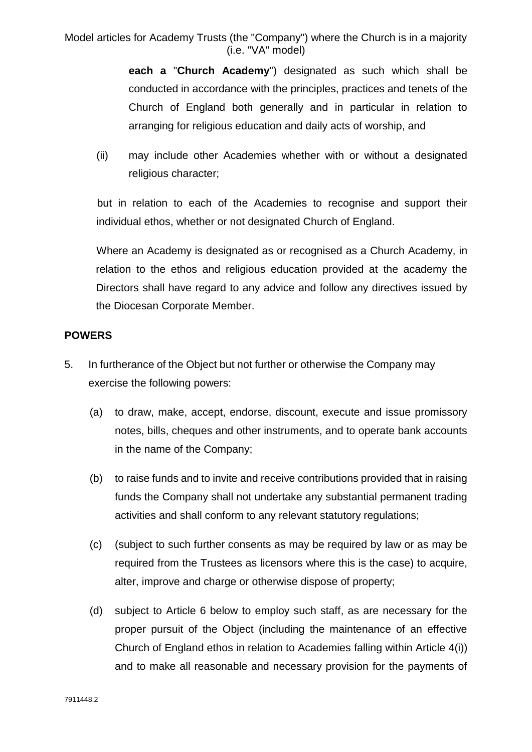**each a** "**Church Academy**") designated as such which shall be conducted in accordance with the principles, practices and tenets of the Church of England both generally and in particular in relation to arranging for religious education and daily acts of worship, and

(ii) may include other Academies whether with or without a designated religious character;

but in relation to each of the Academies to recognise and support their individual ethos, whether or not designated Church of England.

Where an Academy is designated as or recognised as a Church Academy, in relation to the ethos and religious education provided at the academy the Directors shall have regard to any advice and follow any directives issued by the Diocesan Corporate Member.

**POWERS**

5. In furtherance of the Object but not further or otherwise the Company may exercise the following powers:

   (a) to draw, make, accept, endorse, discount, execute and issue promissory notes, bills, cheques and other instruments, and to operate bank accounts in the name of the Company;

   (b) to raise funds and to invite and receive contributions provided that in raising funds the Company shall not undertake any substantial permanent trading activities and shall conform to any relevant statutory regulations;

   (c) (subject to such further consents as may be required by law or as may be required from the Trustees as licensors where this is the case) to acquire, alter, improve and charge or otherwise dispose of property;

   (d) subject to Article 6 below to employ such staff, as are necessary for the proper pursuit of the Object (including the maintenance of an effective Church of England ethos in relation to Academies falling within Article 4(i)) and to make all reasonable and necessary provision for the payments of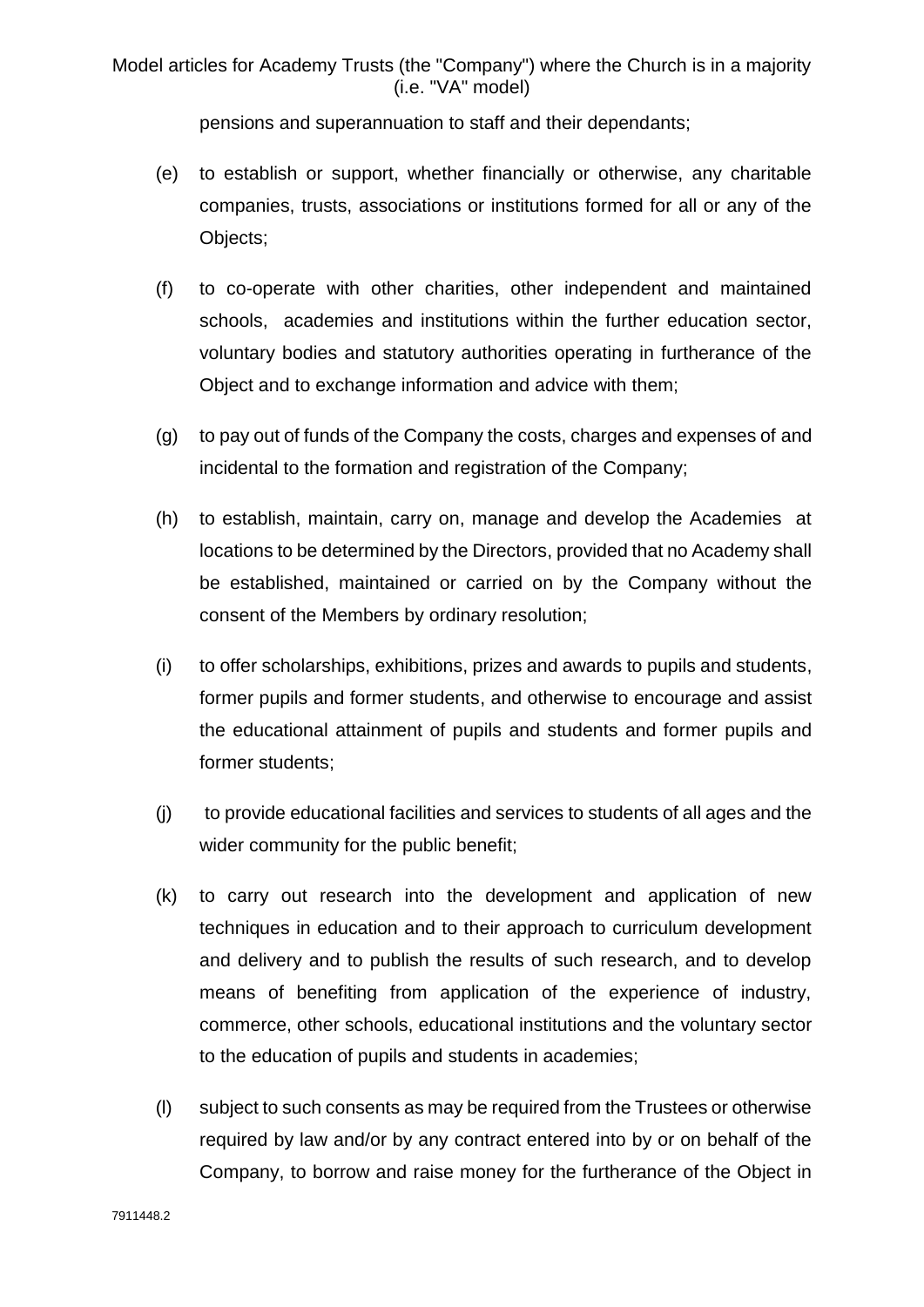pensions and superannuation to staff and their dependants;

(e) to establish or support, whether financially or otherwise, any charitable companies, trusts, associations or institutions formed for all or any of the Objects;

(f) to co-operate with other charities, other independent and maintained schools, academies and institutions within the further education sector, voluntary bodies and statutory authorities operating in furtherance of the Object and to exchange information and advice with them;

(g) to pay out of funds of the Company the costs, charges and expenses of and incidental to the formation and registration of the Company;

(h) to establish, maintain, carry on, manage and develop the Academies at locations to be determined by the Directors, provided that no Academy shall be established, maintained or carried on by the Company without the consent of the Members by ordinary resolution;

(i) to offer scholarships, exhibitions, prizes and awards to pupils and students, former pupils and former students, and otherwise to encourage and assist the educational attainment of pupils and students and former pupils and former students;

(j) to provide educational facilities and services to students of all ages and the wider community for the public benefit;

(k) to carry out research into the development and application of new techniques in education and to their approach to curriculum development and delivery and to publish the results of such research, and to develop means of benefiting from application of the experience of industry, commerce, other schools, educational institutions and the voluntary sector to the education of pupils and students in academies;

(l) subject to such consents as may be required from the Trustees or otherwise required by law and/or by any contract entered into by or on behalf of the Company, to borrow and raise money for the furtherance of the Object in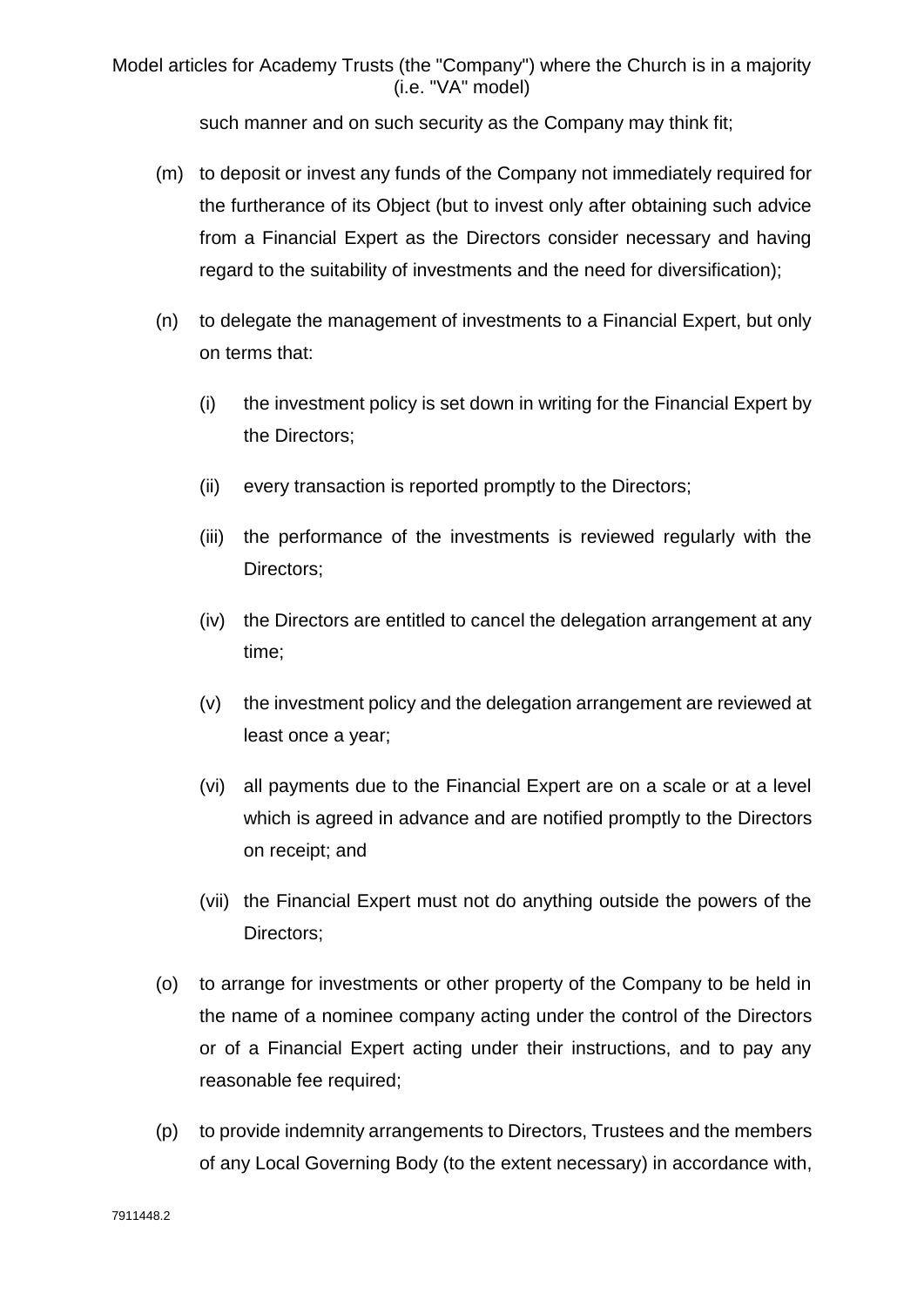such manner and on such security as the Company may think fit;

(m) to deposit or invest any funds of the Company not immediately required for the furtherance of its Object (but to invest only after obtaining such advice from a Financial Expert as the Directors consider necessary and having regard to the suitability of investments and the need for diversification);

(n) to delegate the management of investments to a Financial Expert, but only on terms that:

  (i) the investment policy is set down in writing for the Financial Expert by the Directors;

  (ii) every transaction is reported promptly to the Directors;

  (iii) the performance of the investments is reviewed regularly with the Directors;

  (iv) the Directors are entitled to cancel the delegation arrangement at any time;

  (v) the investment policy and the delegation arrangement are reviewed at least once a year;

  (vi) all payments due to the Financial Expert are on a scale or at a level which is agreed in advance and are notified promptly to the Directors on receipt; and

  (vii) the Financial Expert must not do anything outside the powers of the Directors;

(o) to arrange for investments or other property of the Company to be held in the name of a nominee company acting under the control of the Directors or of a Financial Expert acting under their instructions, and to pay any reasonable fee required;

(p) to provide indemnity arrangements to Directors, Trustees and the members of any Local Governing Body (to the extent necessary) in accordance with,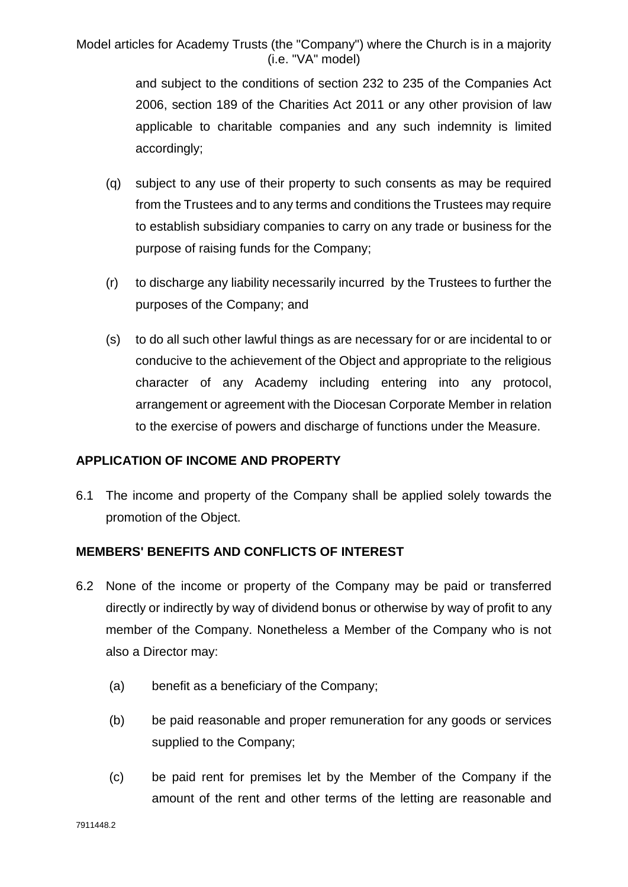and subject to the conditions of section 232 to 235 of the Companies Act 2006, section 189 of the Charities Act 2011 or any other provision of law applicable to charitable companies and any such indemnity is limited accordingly;

(q) subject to any use of their property to such consents as may be required from the Trustees and to any terms and conditions the Trustees may require to establish subsidiary companies to carry on any trade or business for the purpose of raising funds for the Company;

(r) to discharge any liability necessarily incurred by the Trustees to further the purposes of the Company; and

(s) to do all such other lawful things as are necessary for or are incidental to or conducive to the achievement of the Object and appropriate to the religious character of any Academy including entering into any protocol, arrangement or agreement with the Diocesan Corporate Member in relation to the exercise of powers and discharge of functions under the Measure.

**APPLICATION OF INCOME AND PROPERTY**

6.1 The income and property of the Company shall be applied solely towards the promotion of the Object.

**MEMBERS' BENEFITS AND CONFLICTS OF INTEREST**

6.2 None of the income or property of the Company may be paid or transferred directly or indirectly by way of dividend bonus or otherwise by way of profit to any member of the Company. Nonetheless a Member of the Company who is not also a Director may:

(a) benefit as a beneficiary of the Company;

(b) be paid reasonable and proper remuneration for any goods or services supplied to the Company;

(c) be paid rent for premises let by the Member of the Company if the amount of the rent and other terms of the letting are reasonable and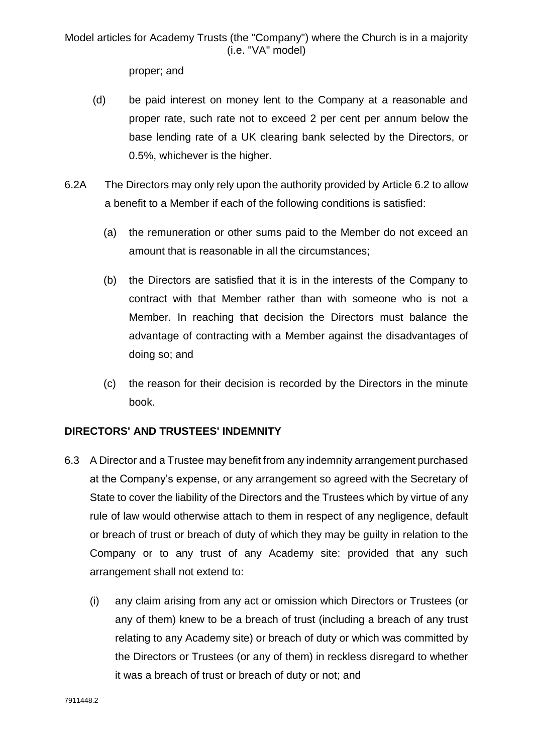proper; and

(d) be paid interest on money lent to the Company at a reasonable and proper rate, such rate not to exceed 2 per cent per annum below the base lending rate of a UK clearing bank selected by the Directors, or 0.5%, whichever is the higher.

6.2A The Directors may only rely upon the authority provided by Article 6.2 to allow a benefit to a Member if each of the following conditions is satisfied:

(a) the remuneration or other sums paid to the Member do not exceed an amount that is reasonable in all the circumstances;

(b) the Directors are satisfied that it is in the interests of the Company to contract with that Member rather than with someone who is not a Member. In reaching that decision the Directors must balance the advantage of contracting with a Member against the disadvantages of doing so; and

(c) the reason for their decision is recorded by the Directors in the minute book.

**DIRECTORS' AND TRUSTEES' INDEMNITY**

6.3 A Director and a Trustee may benefit from any indemnity arrangement purchased at the Company's expense, or any arrangement so agreed with the Secretary of State to cover the liability of the Directors and the Trustees which by virtue of any rule of law would otherwise attach to them in respect of any negligence, default or breach of trust or breach of duty of which they may be guilty in relation to the Company or to any trust of any Academy site: provided that any such arrangement shall not extend to:

(i) any claim arising from any act or omission which Directors or Trustees (or any of them) knew to be a breach of trust (including a breach of any trust relating to any Academy site) or breach of duty or which was committed by the Directors or Trustees (or any of them) in reckless disregard to whether it was a breach of trust or breach of duty or not; and

7911448.2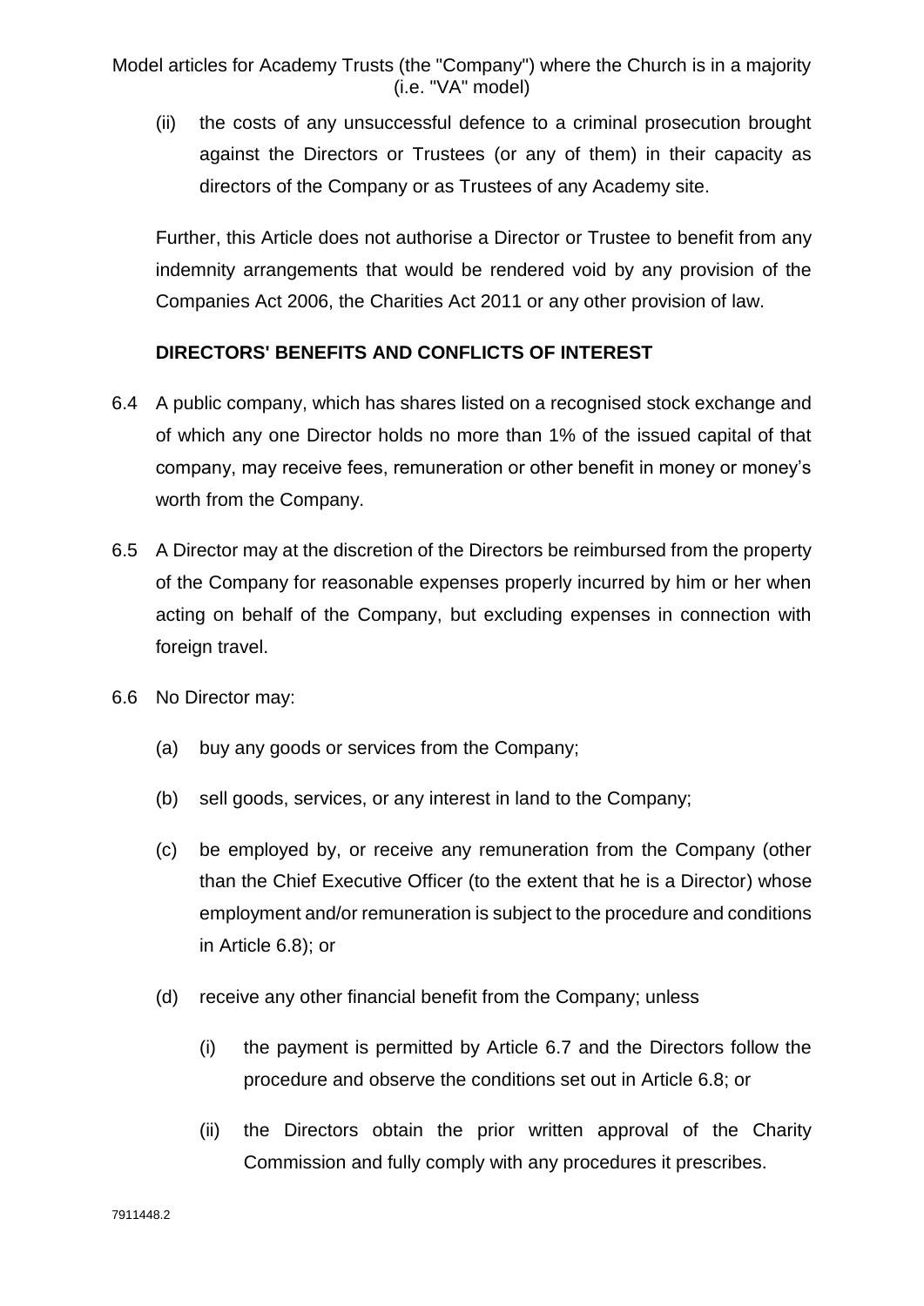(ii) the costs of any unsuccessful defence to a criminal prosecution brought against the Directors or Trustees (or any of them) in their capacity as directors of the Company or as Trustees of any Academy site.

Further, this Article does not authorise a Director or Trustee to benefit from any indemnity arrangements that would be rendered void by any provision of the Companies Act 2006, the Charities Act 2011 or any other provision of law.

**DIRECTORS' BENEFITS AND CONFLICTS OF INTEREST**

6.4 A public company, which has shares listed on a recognised stock exchange and of which any one Director holds no more than 1% of the issued capital of that company, may receive fees, remuneration or other benefit in money or money's worth from the Company.

6.5 A Director may at the discretion of the Directors be reimbursed from the property of the Company for reasonable expenses properly incurred by him or her when acting on behalf of the Company, but excluding expenses in connection with foreign travel.

6.6 No Director may:

(a) buy any goods or services from the Company;

(b) sell goods, services, or any interest in land to the Company;

(c) be employed by, or receive any remuneration from the Company (other than the Chief Executive Officer (to the extent that he is a Director) whose employment and/or remuneration is subject to the procedure and conditions in Article 6.8); or

(d) receive any other financial benefit from the Company; unless

(i) the payment is permitted by Article 6.7 and the Directors follow the procedure and observe the conditions set out in Article 6.8; or

(ii) the Directors obtain the prior written approval of the Charity Commission and fully comply with any procedures it prescribes.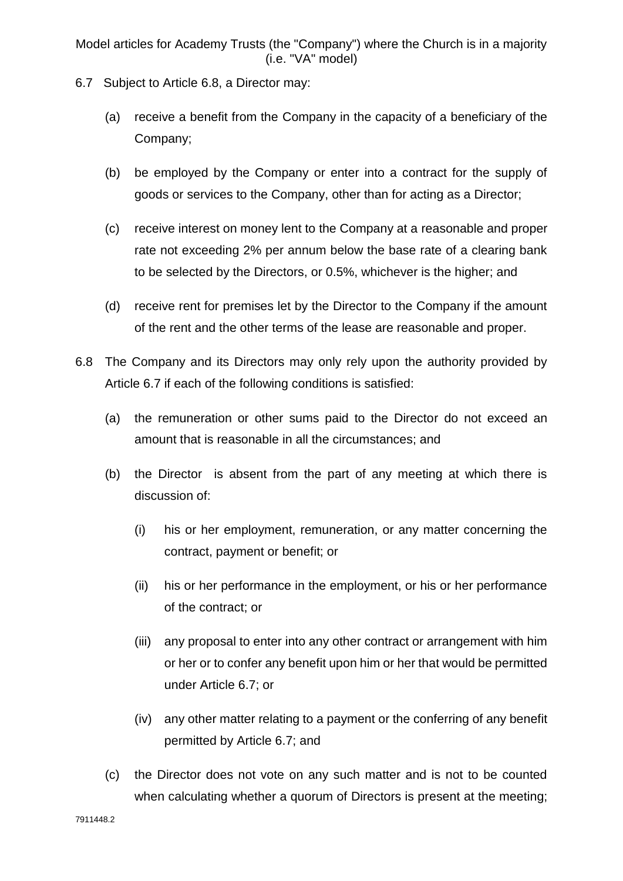6.7 Subject to Article 6.8, a Director may:

(a) receive a benefit from the Company in the capacity of a beneficiary of the Company;

(b) be employed by the Company or enter into a contract for the supply of goods or services to the Company, other than for acting as a Director;

(c) receive interest on money lent to the Company at a reasonable and proper rate not exceeding 2% per annum below the base rate of a clearing bank to be selected by the Directors, or 0.5%, whichever is the higher; and

(d) receive rent for premises let by the Director to the Company if the amount of the rent and the other terms of the lease are reasonable and proper.

6.8 The Company and its Directors may only rely upon the authority provided by Article 6.7 if each of the following conditions is satisfied:

(a) the remuneration or other sums paid to the Director do not exceed an amount that is reasonable in all the circumstances; and

(b) the Director is absent from the part of any meeting at which there is discussion of:

(i) his or her employment, remuneration, or any matter concerning the contract, payment or benefit; or

(ii) his or her performance in the employment, or his or her performance of the contract; or

(iii) any proposal to enter into any other contract or arrangement with him or her or to confer any benefit upon him or her that would be permitted under Article 6.7; or

(iv) any other matter relating to a payment or the conferring of any benefit permitted by Article 6.7; and

(c) the Director does not vote on any such matter and is not to be counted when calculating whether a quorum of Directors is present at the meeting;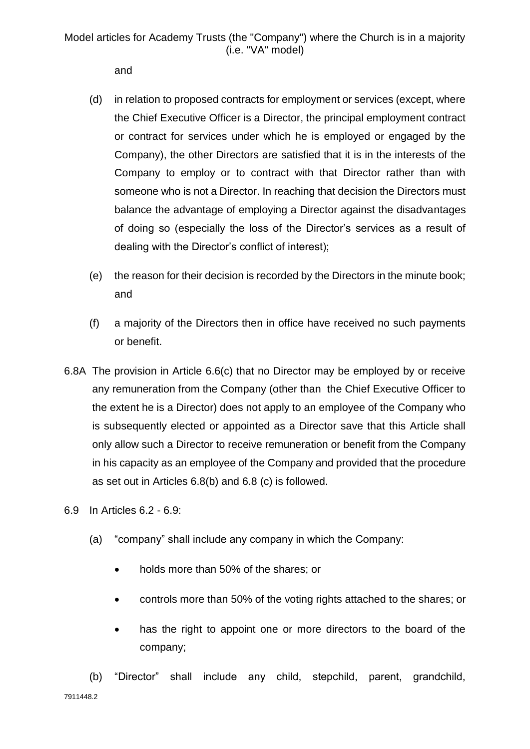and

(d) in relation to proposed contracts for employment or services (except, where the Chief Executive Officer is a Director, the principal employment contract or contract for services under which he is employed or engaged by the Company), the other Directors are satisfied that it is in the interests of the Company to employ or to contract with that Director rather than with someone who is not a Director. In reaching that decision the Directors must balance the advantage of employing a Director against the disadvantages of doing so (especially the loss of the Director's services as a result of dealing with the Director's conflict of interest);

(e) the reason for their decision is recorded by the Directors in the minute book; and

(f) a majority of the Directors then in office have received no such payments or benefit.

6.8A The provision in Article 6.6(c) that no Director may be employed by or receive any remuneration from the Company (other than the Chief Executive Officer to the extent he is a Director) does not apply to an employee of the Company who is subsequently elected or appointed as a Director save that this Article shall only allow such a Director to receive remuneration or benefit from the Company in his capacity as an employee of the Company and provided that the procedure as set out in Articles 6.8(b) and 6.8 (c) is followed.

6.9 In Articles 6.2 - 6.9:

(a) "company" shall include any company in which the Company:

- holds more than 50% of the shares; or
- controls more than 50% of the voting rights attached to the shares; or
- has the right to appoint one or more directors to the board of the company;

(b) "Director" shall include any child, stepchild, parent, grandchild,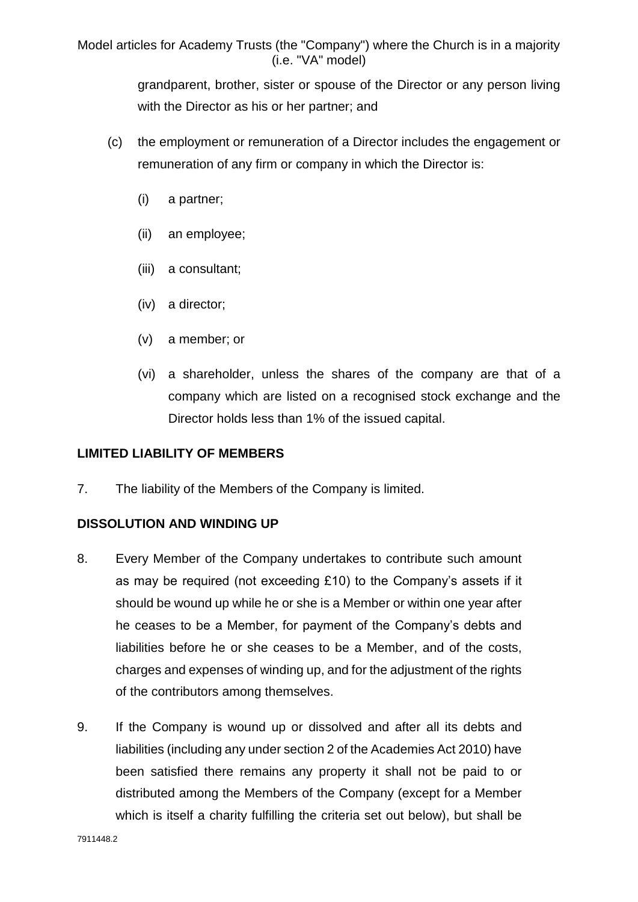grandparent, brother, sister or spouse of the Director or any person living with the Director as his or her partner; and

(c) the employment or remuneration of a Director includes the engagement or remuneration of any firm or company in which the Director is:

   (i) a partner;

   (ii) an employee;

   (iii) a consultant;

   (iv) a director;

   (v) a member; or

   (vi) a shareholder, unless the shares of the company are that of a company which are listed on a recognised stock exchange and the Director holds less than 1% of the issued capital.

**LIMITED LIABILITY OF MEMBERS**

7. The liability of the Members of the Company is limited.

**DISSOLUTION AND WINDING UP**

8. Every Member of the Company undertakes to contribute such amount as may be required (not exceeding £10) to the Company's assets if it should be wound up while he or she is a Member or within one year after he ceases to be a Member, for payment of the Company's debts and liabilities before he or she ceases to be a Member, and of the costs, charges and expenses of winding up, and for the adjustment of the rights of the contributors among themselves.

9. If the Company is wound up or dissolved and after all its debts and liabilities (including any under section 2 of the Academies Act 2010) have been satisfied there remains any property it shall not be paid to or distributed among the Members of the Company (except for a Member which is itself a charity fulfilling the criteria set out below), but shall be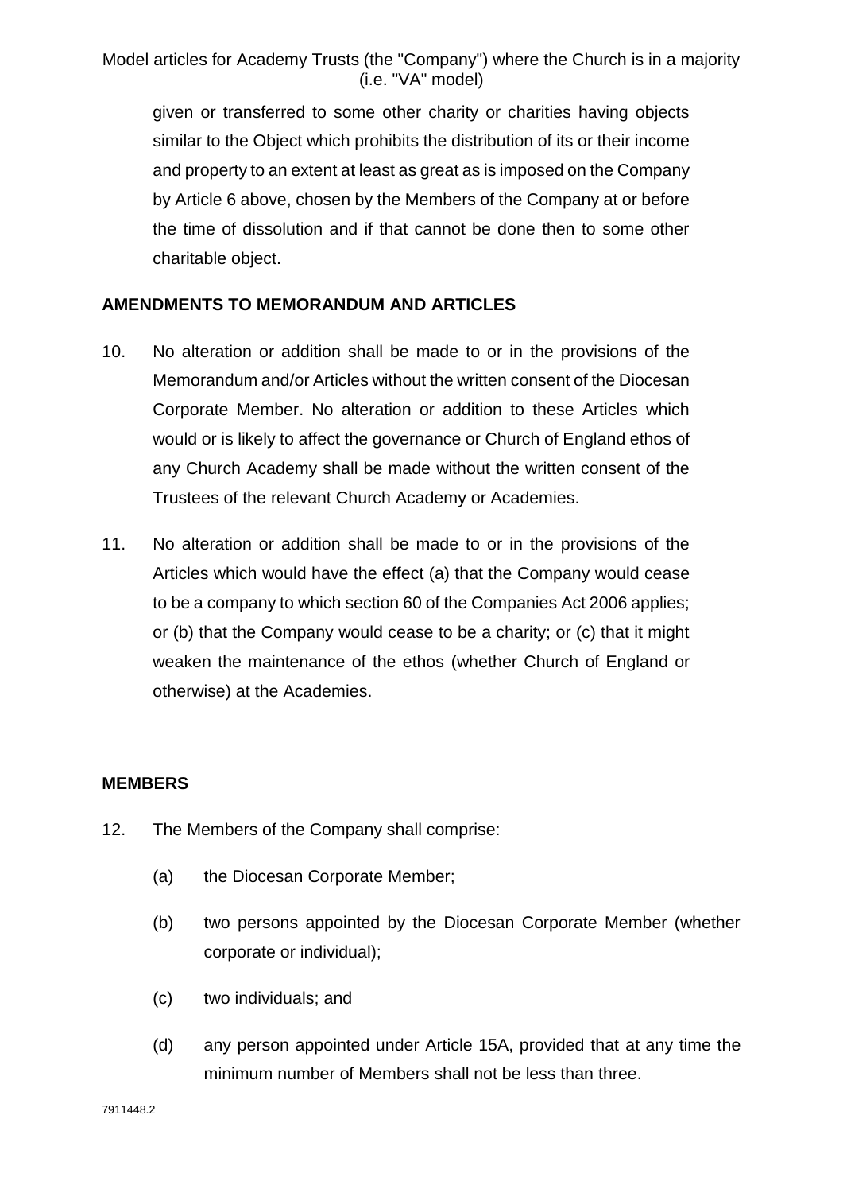given or transferred to some other charity or charities having objects similar to the Object which prohibits the distribution of its or their income and property to an extent at least as great as is imposed on the Company by Article 6 above, chosen by the Members of the Company at or before the time of dissolution and if that cannot be done then to some other charitable object.

## AMENDMENTS TO MEMORANDUM AND ARTICLES

10. No alteration or addition shall be made to or in the provisions of the Memorandum and/or Articles without the written consent of the Diocesan Corporate Member. No alteration or addition to these Articles which would or is likely to affect the governance or Church of England ethos of any Church Academy shall be made without the written consent of the Trustees of the relevant Church Academy or Academies.

11. No alteration or addition shall be made to or in the provisions of the Articles which would have the effect (a) that the Company would cease to be a company to which section 60 of the Companies Act 2006 applies; or (b) that the Company would cease to be a charity; or (c) that it might weaken the maintenance of the ethos (whether Church of England or otherwise) at the Academies.

## MEMBERS

12. The Members of the Company shall comprise:

    (a) the Diocesan Corporate Member;

    (b) two persons appointed by the Diocesan Corporate Member (whether corporate or individual);

    (c) two individuals; and

    (d) any person appointed under Article 15A, provided that at any time the minimum number of Members shall not be less than three.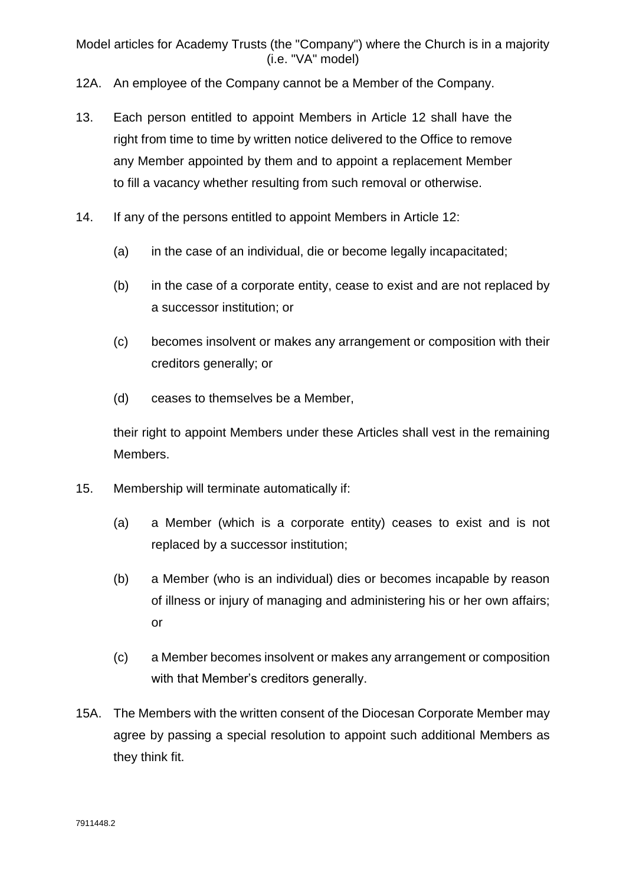12A. An employee of the Company cannot be a Member of the Company.

13. Each person entitled to appoint Members in Article 12 shall have the right from time to time by written notice delivered to the Office to remove any Member appointed by them and to appoint a replacement Member to fill a vacancy whether resulting from such removal or otherwise.

14. If any of the persons entitled to appoint Members in Article 12:

    (a) in the case of an individual, die or become legally incapacitated;

    (b) in the case of a corporate entity, cease to exist and are not replaced by a successor institution; or

    (c) becomes insolvent or makes any arrangement or composition with their creditors generally; or

    (d) ceases to themselves be a Member,

    their right to appoint Members under these Articles shall vest in the remaining Members.

15. Membership will terminate automatically if:

    (a) a Member (which is a corporate entity) ceases to exist and is not replaced by a successor institution;

    (b) a Member (who is an individual) dies or becomes incapable by reason of illness or injury of managing and administering his or her own affairs; or

    (c) a Member becomes insolvent or makes any arrangement or composition with that Member's creditors generally.

15A. The Members with the written consent of the Diocesan Corporate Member may agree by passing a special resolution to appoint such additional Members as they think fit.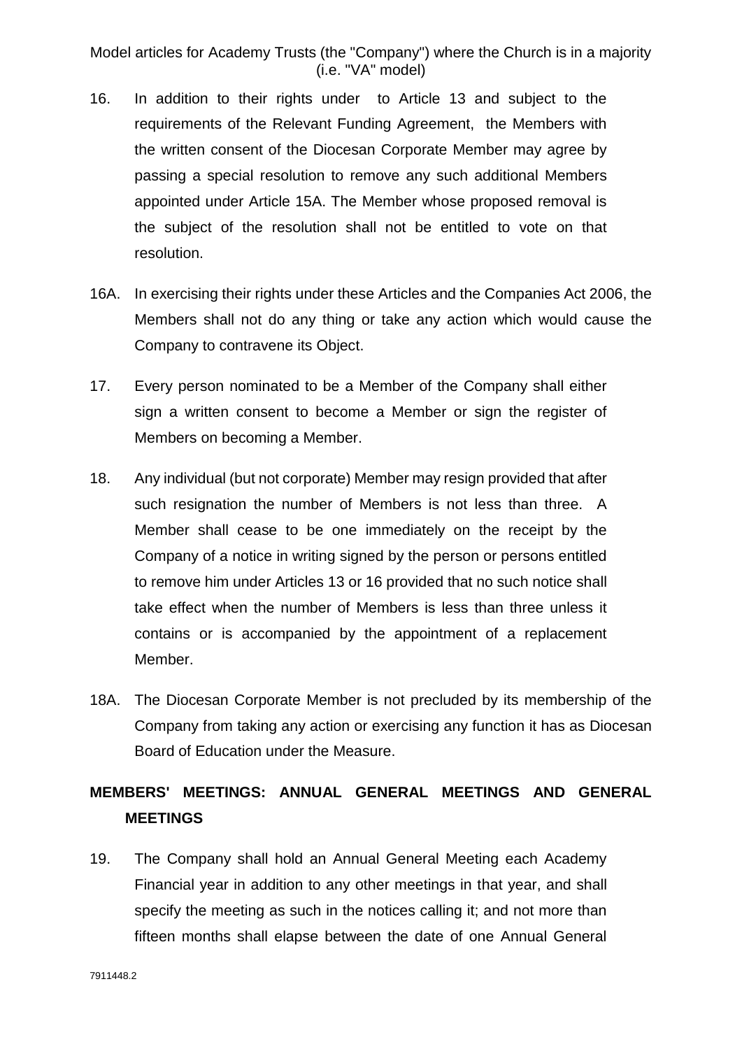16. In addition to their rights under to Article 13 and subject to the requirements of the Relevant Funding Agreement, the Members with the written consent of the Diocesan Corporate Member may agree by passing a special resolution to remove any such additional Members appointed under Article 15A. The Member whose proposed removal is the subject of the resolution shall not be entitled to vote on that resolution.

16A. In exercising their rights under these Articles and the Companies Act 2006, the Members shall not do any thing or take any action which would cause the Company to contravene its Object.

17. Every person nominated to be a Member of the Company shall either sign a written consent to become a Member or sign the register of Members on becoming a Member.

18. Any individual (but not corporate) Member may resign provided that after such resignation the number of Members is not less than three. A Member shall cease to be one immediately on the receipt by the Company of a notice in writing signed by the person or persons entitled to remove him under Articles 13 or 16 provided that no such notice shall take effect when the number of Members is less than three unless it contains or is accompanied by the appointment of a replacement Member.

18A. The Diocesan Corporate Member is not precluded by its membership of the Company from taking any action or exercising any function it has as Diocesan Board of Education under the Measure.

## MEMBERS' MEETINGS: ANNUAL GENERAL MEETINGS AND GENERAL MEETINGS

19. The Company shall hold an Annual General Meeting each Academy Financial year in addition to any other meetings in that year, and shall specify the meeting as such in the notices calling it; and not more than fifteen months shall elapse between the date of one Annual General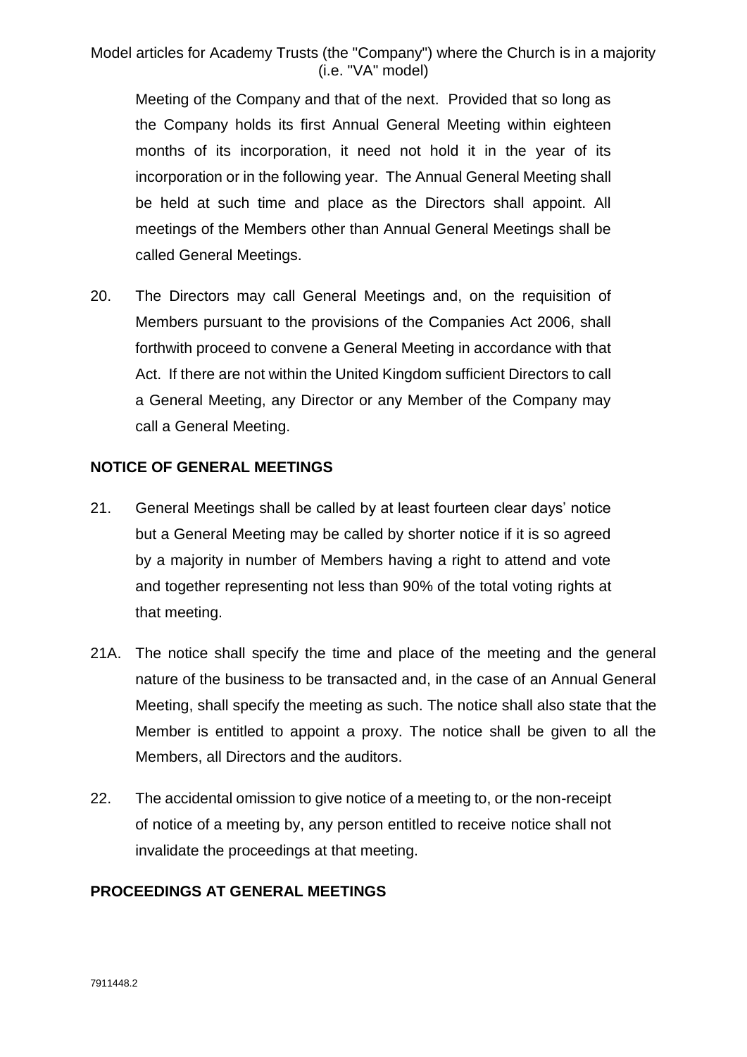Meeting of the Company and that of the next. Provided that so long as the Company holds its first Annual General Meeting within eighteen months of its incorporation, it need not hold it in the year of its incorporation or in the following year. The Annual General Meeting shall be held at such time and place as the Directors shall appoint. All meetings of the Members other than Annual General Meetings shall be called General Meetings.

20. The Directors may call General Meetings and, on the requisition of Members pursuant to the provisions of the Companies Act 2006, shall forthwith proceed to convene a General Meeting in accordance with that Act. If there are not within the United Kingdom sufficient Directors to call a General Meeting, any Director or any Member of the Company may call a General Meeting.

**NOTICE OF GENERAL MEETINGS**

21. General Meetings shall be called by at least fourteen clear days' notice but a General Meeting may be called by shorter notice if it is so agreed by a majority in number of Members having a right to attend and vote and together representing not less than 90% of the total voting rights at that meeting.

21A. The notice shall specify the time and place of the meeting and the general nature of the business to be transacted and, in the case of an Annual General Meeting, shall specify the meeting as such. The notice shall also state that the Member is entitled to appoint a proxy. The notice shall be given to all the Members, all Directors and the auditors.

22. The accidental omission to give notice of a meeting to, or the non-receipt of notice of a meeting by, any person entitled to receive notice shall not invalidate the proceedings at that meeting.

**PROCEEDINGS AT GENERAL MEETINGS**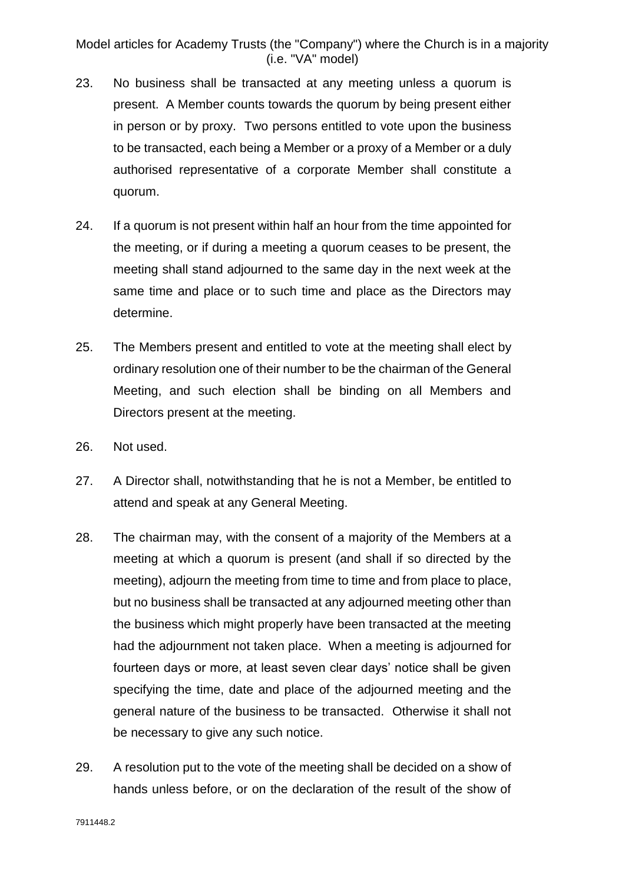23. No business shall be transacted at any meeting unless a quorum is present. A Member counts towards the quorum by being present either in person or by proxy. Two persons entitled to vote upon the business to be transacted, each being a Member or a proxy of a Member or a duly authorised representative of a corporate Member shall constitute a quorum.

24. If a quorum is not present within half an hour from the time appointed for the meeting, or if during a meeting a quorum ceases to be present, the meeting shall stand adjourned to the same day in the next week at the same time and place or to such time and place as the Directors may determine.

25. The Members present and entitled to vote at the meeting shall elect by ordinary resolution one of their number to be the chairman of the General Meeting, and such election shall be binding on all Members and Directors present at the meeting.

26. Not used.

27. A Director shall, notwithstanding that he is not a Member, be entitled to attend and speak at any General Meeting.

28. The chairman may, with the consent of a majority of the Members at a meeting at which a quorum is present (and shall if so directed by the meeting), adjourn the meeting from time to time and from place to place, but no business shall be transacted at any adjourned meeting other than the business which might properly have been transacted at the meeting had the adjournment not taken place. When a meeting is adjourned for fourteen days or more, at least seven clear days' notice shall be given specifying the time, date and place of the adjourned meeting and the general nature of the business to be transacted. Otherwise it shall not be necessary to give any such notice.

29. A resolution put to the vote of the meeting shall be decided on a show of hands unless before, or on the declaration of the result of the show of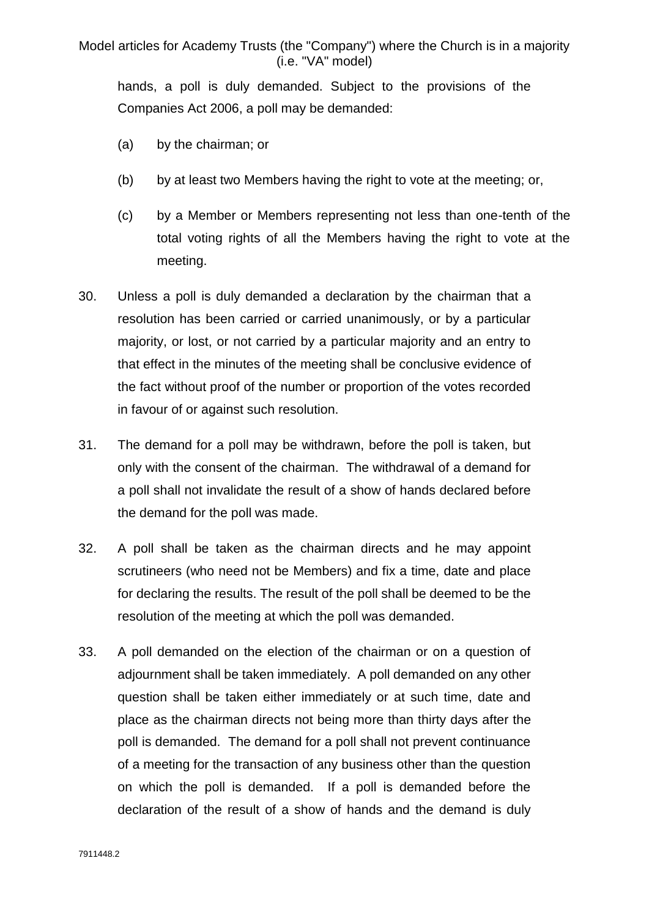hands, a poll is duly demanded. Subject to the provisions of the Companies Act 2006, a poll may be demanded:

(a) by the chairman; or

(b) by at least two Members having the right to vote at the meeting; or,

(c) by a Member or Members representing not less than one-tenth of the total voting rights of all the Members having the right to vote at the meeting.

30. Unless a poll is duly demanded a declaration by the chairman that a resolution has been carried or carried unanimously, or by a particular majority, or lost, or not carried by a particular majority and an entry to that effect in the minutes of the meeting shall be conclusive evidence of the fact without proof of the number or proportion of the votes recorded in favour of or against such resolution.

31. The demand for a poll may be withdrawn, before the poll is taken, but only with the consent of the chairman. The withdrawal of a demand for a poll shall not invalidate the result of a show of hands declared before the demand for the poll was made.

32. A poll shall be taken as the chairman directs and he may appoint scrutineers (who need not be Members) and fix a time, date and place for declaring the results. The result of the poll shall be deemed to be the resolution of the meeting at which the poll was demanded.

33. A poll demanded on the election of the chairman or on a question of adjournment shall be taken immediately. A poll demanded on any other question shall be taken either immediately or at such time, date and place as the chairman directs not being more than thirty days after the poll is demanded. The demand for a poll shall not prevent continuance of a meeting for the transaction of any business other than the question on which the poll is demanded. If a poll is demanded before the declaration of the result of a show of hands and the demand is duly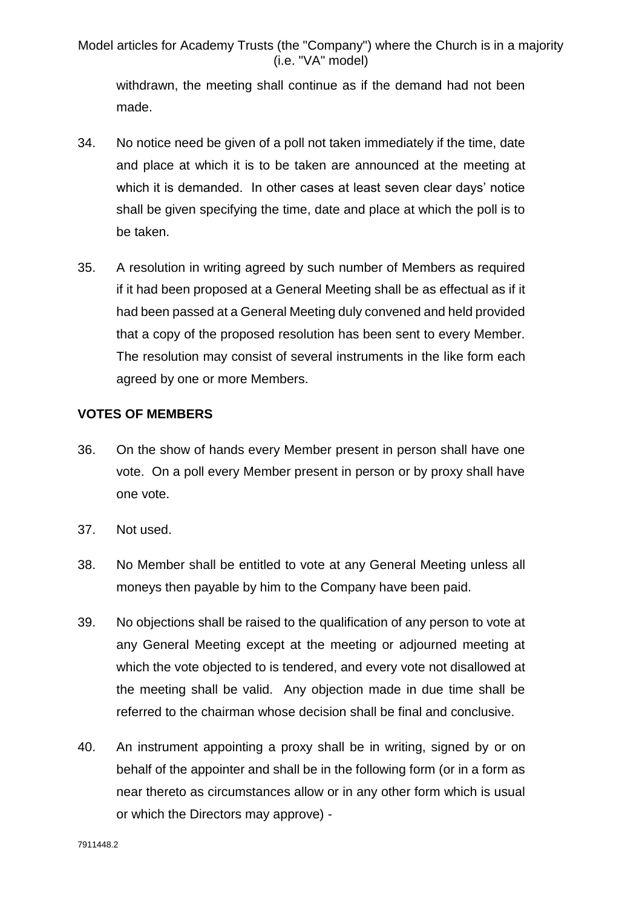withdrawn, the meeting shall continue as if the demand had not been made.

34. No notice need be given of a poll not taken immediately if the time, date and place at which it is to be taken are announced at the meeting at which it is demanded. In other cases at least seven clear days' notice shall be given specifying the time, date and place at which the poll is to be taken.

35. A resolution in writing agreed by such number of Members as required if it had been proposed at a General Meeting shall be as effectual as if it had been passed at a General Meeting duly convened and held provided that a copy of the proposed resolution has been sent to every Member. The resolution may consist of several instruments in the like form each agreed by one or more Members.

**VOTES OF MEMBERS**

36. On the show of hands every Member present in person shall have one vote. On a poll every Member present in person or by proxy shall have one vote.

37. Not used.

38. No Member shall be entitled to vote at any General Meeting unless all moneys then payable by him to the Company have been paid.

39. No objections shall be raised to the qualification of any person to vote at any General Meeting except at the meeting or adjourned meeting at which the vote objected to is tendered, and every vote not disallowed at the meeting shall be valid. Any objection made in due time shall be referred to the chairman whose decision shall be final and conclusive.

40. An instrument appointing a proxy shall be in writing, signed by or on behalf of the appointer and shall be in the following form (or in a form as near thereto as circumstances allow or in any other form which is usual or which the Directors may approve) -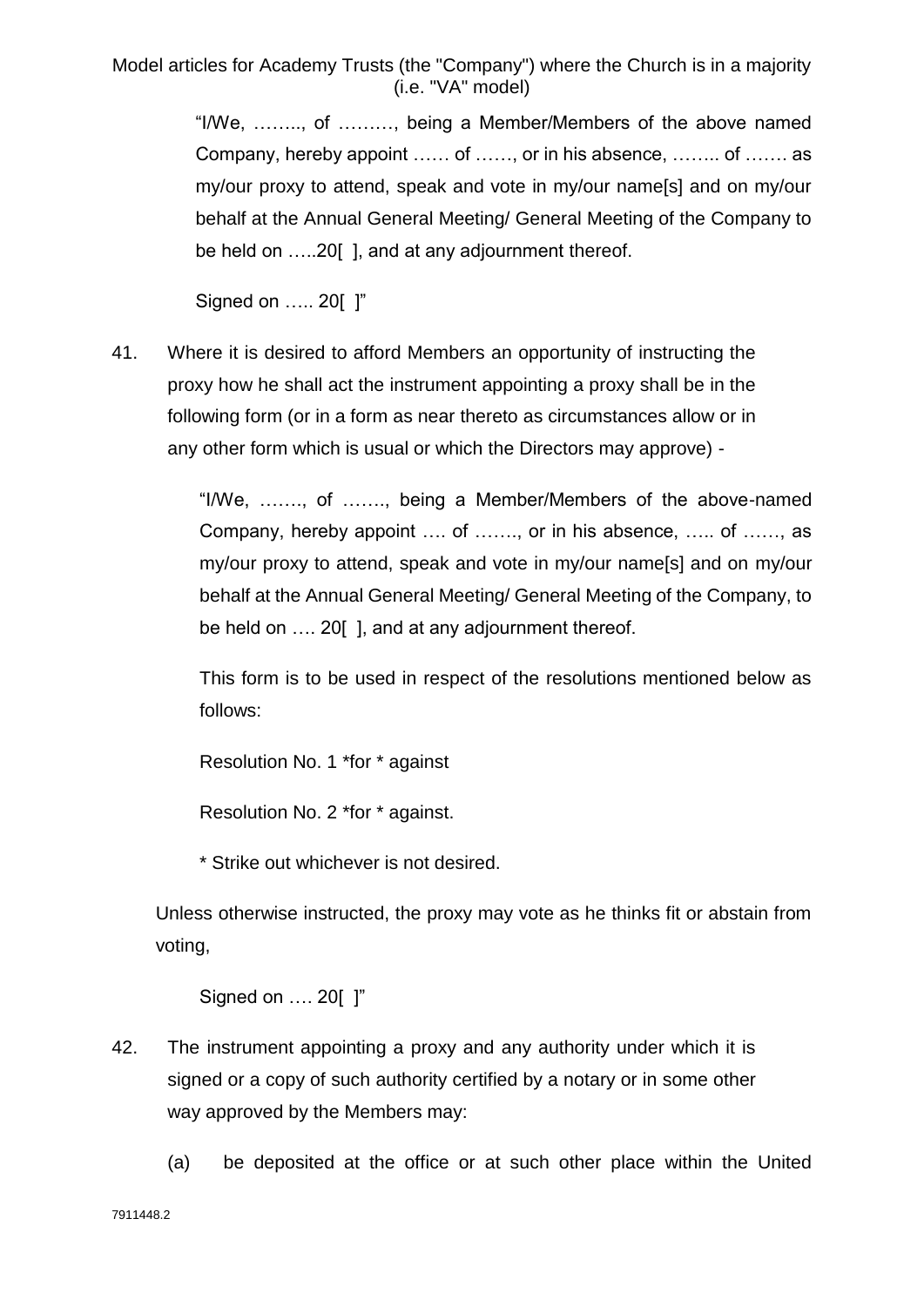"I/We, …….., of ………, being a Member/Members of the above named Company, hereby appoint …… of ……, or in his absence, …….. of ……. as my/our proxy to attend, speak and vote in my/our name[s] and on my/our behalf at the Annual General Meeting/ General Meeting of the Company to be held on …..20[ ], and at any adjournment thereof.

Signed on ….. 20[ ]"

41. Where it is desired to afford Members an opportunity of instructing the proxy how he shall act the instrument appointing a proxy shall be in the following form (or in a form as near thereto as circumstances allow or in any other form which is usual or which the Directors may approve) -

"I/We, ……., of ……., being a Member/Members of the above-named Company, hereby appoint …. of ……., or in his absence, ….. of ……, as my/our proxy to attend, speak and vote in my/our name[s] and on my/our behalf at the Annual General Meeting/ General Meeting of the Company, to be held on …. 20[ ], and at any adjournment thereof.

This form is to be used in respect of the resolutions mentioned below as follows:

Resolution No. 1 *for * against

Resolution No. 2 *for * against.

* Strike out whichever is not desired.

Unless otherwise instructed, the proxy may vote as he thinks fit or abstain from voting,

Signed on …. 20[ ]"

42. The instrument appointing a proxy and any authority under which it is signed or a copy of such authority certified by a notary or in some other way approved by the Members may:

(a) be deposited at the office or at such other place within the United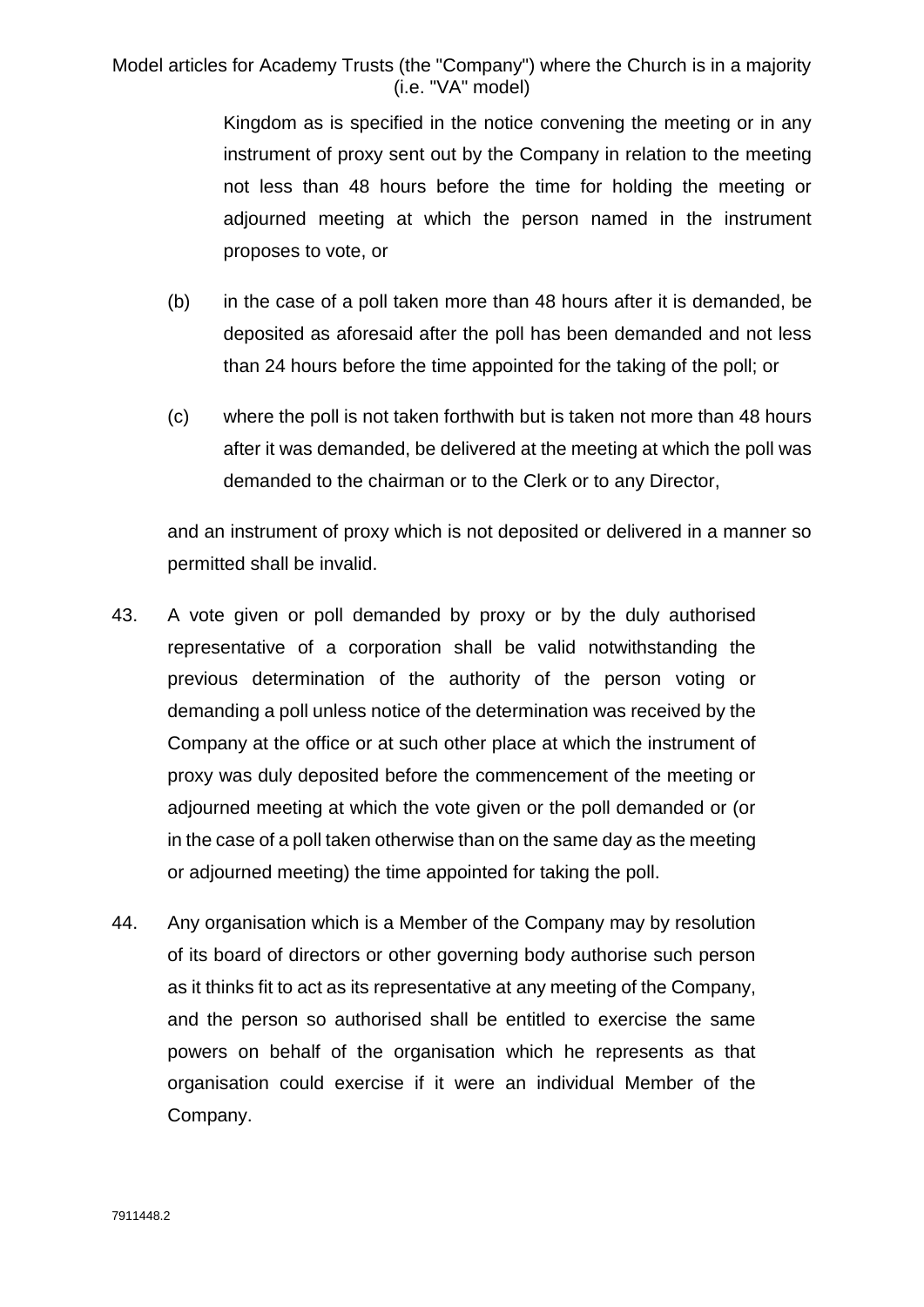Kingdom as is specified in the notice convening the meeting or in any instrument of proxy sent out by the Company in relation to the meeting not less than 48 hours before the time for holding the meeting or adjourned meeting at which the person named in the instrument proposes to vote, or

(b) in the case of a poll taken more than 48 hours after it is demanded, be deposited as aforesaid after the poll has been demanded and not less than 24 hours before the time appointed for the taking of the poll; or

(c) where the poll is not taken forthwith but is taken not more than 48 hours after it was demanded, be delivered at the meeting at which the poll was demanded to the chairman or to the Clerk or to any Director,

and an instrument of proxy which is not deposited or delivered in a manner so permitted shall be invalid.

43. A vote given or poll demanded by proxy or by the duly authorised representative of a corporation shall be valid notwithstanding the previous determination of the authority of the person voting or demanding a poll unless notice of the determination was received by the Company at the office or at such other place at which the instrument of proxy was duly deposited before the commencement of the meeting or adjourned meeting at which the vote given or the poll demanded or (or in the case of a poll taken otherwise than on the same day as the meeting or adjourned meeting) the time appointed for taking the poll.

44. Any organisation which is a Member of the Company may by resolution of its board of directors or other governing body authorise such person as it thinks fit to act as its representative at any meeting of the Company, and the person so authorised shall be entitled to exercise the same powers on behalf of the organisation which he represents as that organisation could exercise if it were an individual Member of the Company.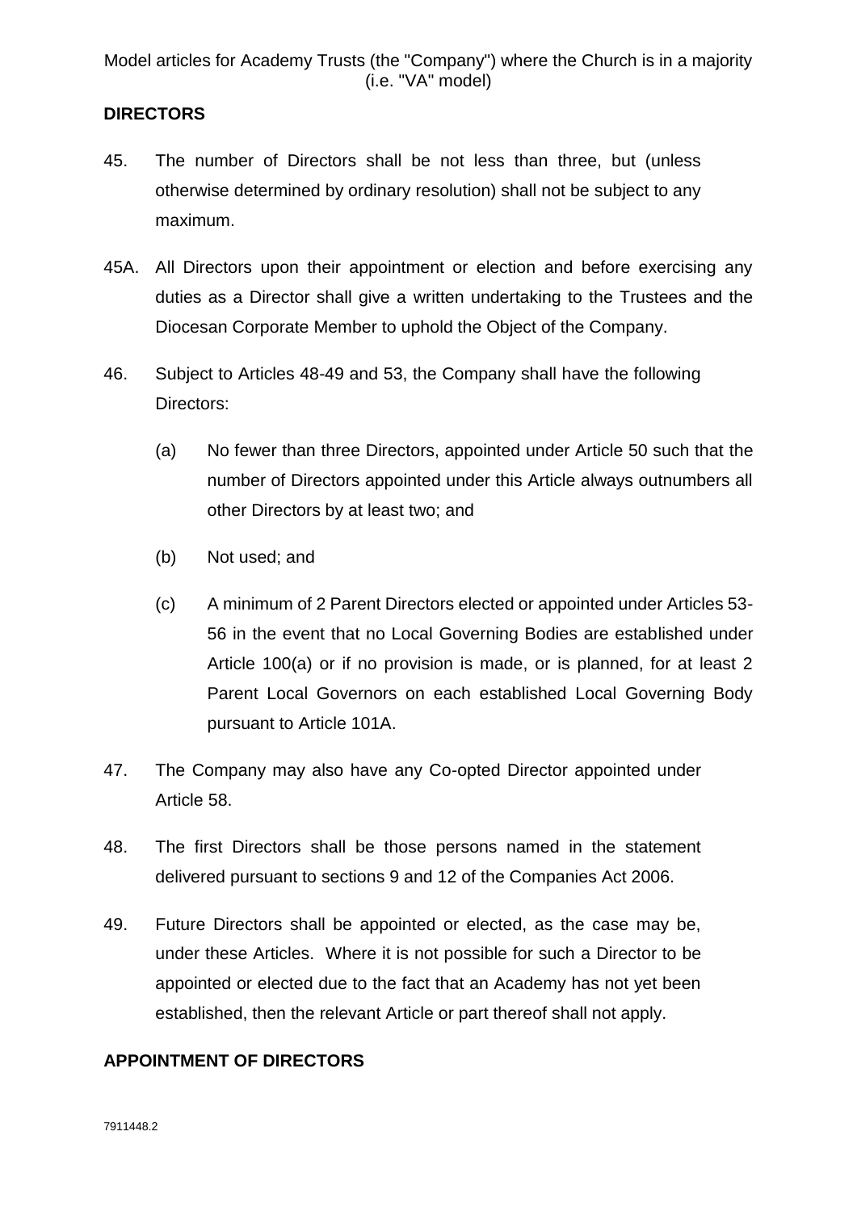## DIRECTORS

45. The number of Directors shall be not less than three, but (unless otherwise determined by ordinary resolution) shall not be subject to any maximum.

45A. All Directors upon their appointment or election and before exercising any duties as a Director shall give a written undertaking to the Trustees and the Diocesan Corporate Member to uphold the Object of the Company.

46. Subject to Articles 48-49 and 53, the Company shall have the following Directors:

    (a) No fewer than three Directors, appointed under Article 50 such that the number of Directors appointed under this Article always outnumbers all other Directors by at least two; and

    (b) Not used; and

    (c) A minimum of 2 Parent Directors elected or appointed under Articles 53-56 in the event that no Local Governing Bodies are established under Article 100(a) or if no provision is made, or is planned, for at least 2 Parent Local Governors on each established Local Governing Body pursuant to Article 101A.

47. The Company may also have any Co-opted Director appointed under Article 58.

48. The first Directors shall be those persons named in the statement delivered pursuant to sections 9 and 12 of the Companies Act 2006.

49. Future Directors shall be appointed or elected, as the case may be, under these Articles. Where it is not possible for such a Director to be appointed or elected due to the fact that an Academy has not yet been established, then the relevant Article or part thereof shall not apply.

## APPOINTMENT OF DIRECTORS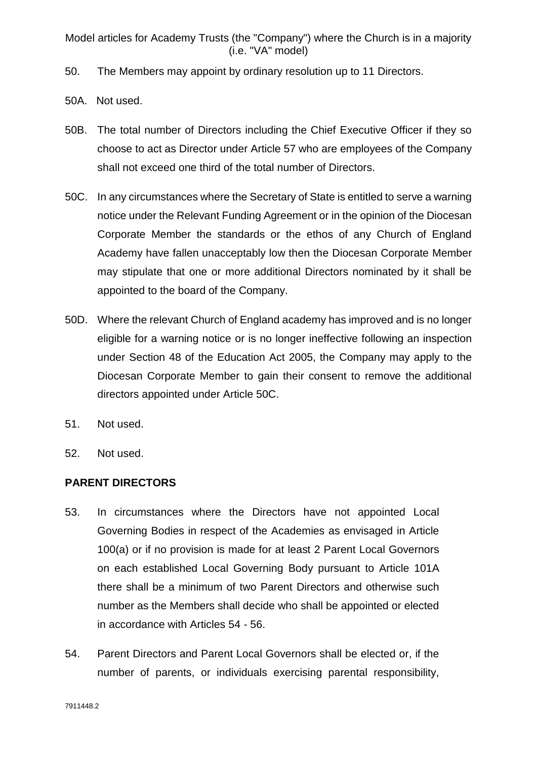50. The Members may appoint by ordinary resolution up to 11 Directors.

50A. Not used.

50B. The total number of Directors including the Chief Executive Officer if they so choose to act as Director under Article 57 who are employees of the Company shall not exceed one third of the total number of Directors.

50C. In any circumstances where the Secretary of State is entitled to serve a warning notice under the Relevant Funding Agreement or in the opinion of the Diocesan Corporate Member the standards or the ethos of any Church of England Academy have fallen unacceptably low then the Diocesan Corporate Member may stipulate that one or more additional Directors nominated by it shall be appointed to the board of the Company.

50D. Where the relevant Church of England academy has improved and is no longer eligible for a warning notice or is no longer ineffective following an inspection under Section 48 of the Education Act 2005, the Company may apply to the Diocesan Corporate Member to gain their consent to remove the additional directors appointed under Article 50C.

51. Not used.

52. Not used.

**PARENT DIRECTORS**

53. In circumstances where the Directors have not appointed Local Governing Bodies in respect of the Academies as envisaged in Article 100(a) or if no provision is made for at least 2 Parent Local Governors on each established Local Governing Body pursuant to Article 101A there shall be a minimum of two Parent Directors and otherwise such number as the Members shall decide who shall be appointed or elected in accordance with Articles 54 - 56.

54. Parent Directors and Parent Local Governors shall be elected or, if the number of parents, or individuals exercising parental responsibility,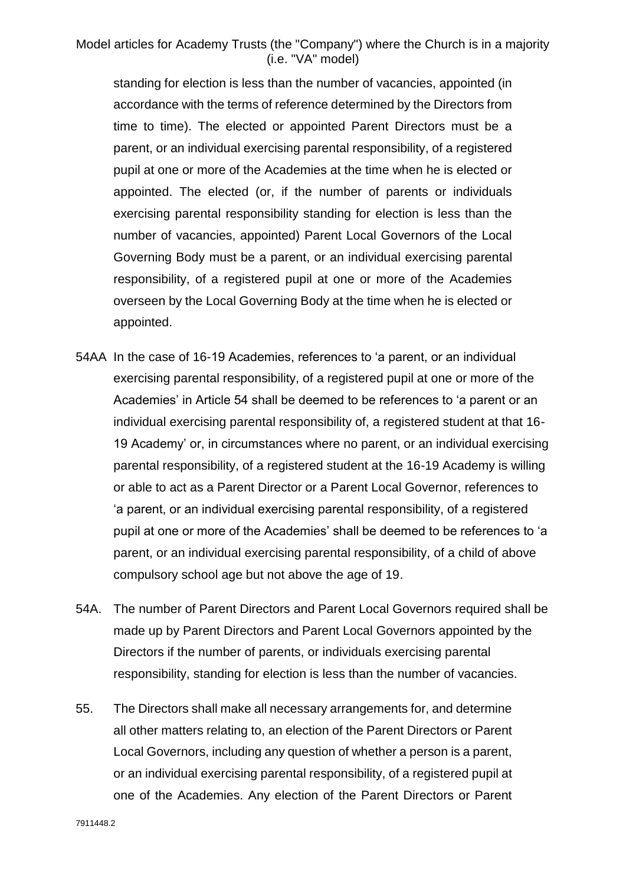standing for election is less than the number of vacancies, appointed (in accordance with the terms of reference determined by the Directors from time to time). The elected or appointed Parent Directors must be a parent, or an individual exercising parental responsibility, of a registered pupil at one or more of the Academies at the time when he is elected or appointed. The elected (or, if the number of parents or individuals exercising parental responsibility standing for election is less than the number of vacancies, appointed) Parent Local Governors of the Local Governing Body must be a parent, or an individual exercising parental responsibility, of a registered pupil at one or more of the Academies overseen by the Local Governing Body at the time when he is elected or appointed.

54AA In the case of 16-19 Academies, references to 'a parent, or an individual exercising parental responsibility, of a registered pupil at one or more of the Academies' in Article 54 shall be deemed to be references to 'a parent or an individual exercising parental responsibility of, a registered student at that 16-19 Academy' or, in circumstances where no parent, or an individual exercising parental responsibility, of a registered student at the 16-19 Academy is willing or able to act as a Parent Director or a Parent Local Governor, references to 'a parent, or an individual exercising parental responsibility, of a registered pupil at one or more of the Academies' shall be deemed to be references to 'a parent, or an individual exercising parental responsibility, of a child of above compulsory school age but not above the age of 19.

54A. The number of Parent Directors and Parent Local Governors required shall be made up by Parent Directors and Parent Local Governors appointed by the Directors if the number of parents, or individuals exercising parental responsibility, standing for election is less than the number of vacancies.

55. The Directors shall make all necessary arrangements for, and determine all other matters relating to, an election of the Parent Directors or Parent Local Governors, including any question of whether a person is a parent, or an individual exercising parental responsibility, of a registered pupil at one of the Academies. Any election of the Parent Directors or Parent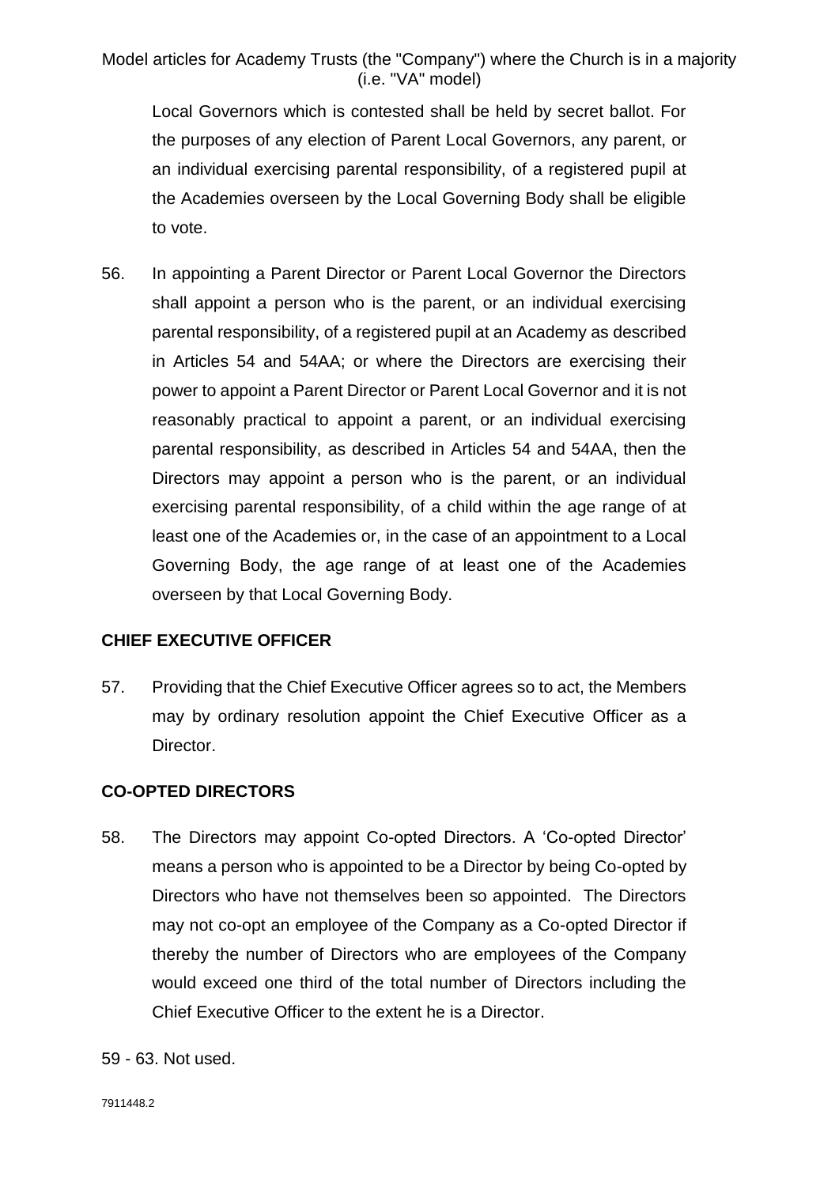Local Governors which is contested shall be held by secret ballot. For the purposes of any election of Parent Local Governors, any parent, or an individual exercising parental responsibility, of a registered pupil at the Academies overseen by the Local Governing Body shall be eligible to vote.

56. In appointing a Parent Director or Parent Local Governor the Directors shall appoint a person who is the parent, or an individual exercising parental responsibility, of a registered pupil at an Academy as described in Articles 54 and 54AA; or where the Directors are exercising their power to appoint a Parent Director or Parent Local Governor and it is not reasonably practical to appoint a parent, or an individual exercising parental responsibility, as described in Articles 54 and 54AA, then the Directors may appoint a person who is the parent, or an individual exercising parental responsibility, of a child within the age range of at least one of the Academies or, in the case of an appointment to a Local Governing Body, the age range of at least one of the Academies overseen by that Local Governing Body.

**CHIEF EXECUTIVE OFFICER**

57. Providing that the Chief Executive Officer agrees so to act, the Members may by ordinary resolution appoint the Chief Executive Officer as a Director.

**CO-OPTED DIRECTORS**

58. The Directors may appoint Co-opted Directors. A 'Co-opted Director' means a person who is appointed to be a Director by being Co-opted by Directors who have not themselves been so appointed. The Directors may not co-opt an employee of the Company as a Co-opted Director if thereby the number of Directors who are employees of the Company would exceed one third of the total number of Directors including the Chief Executive Officer to the extent he is a Director.

59 - 63. Not used.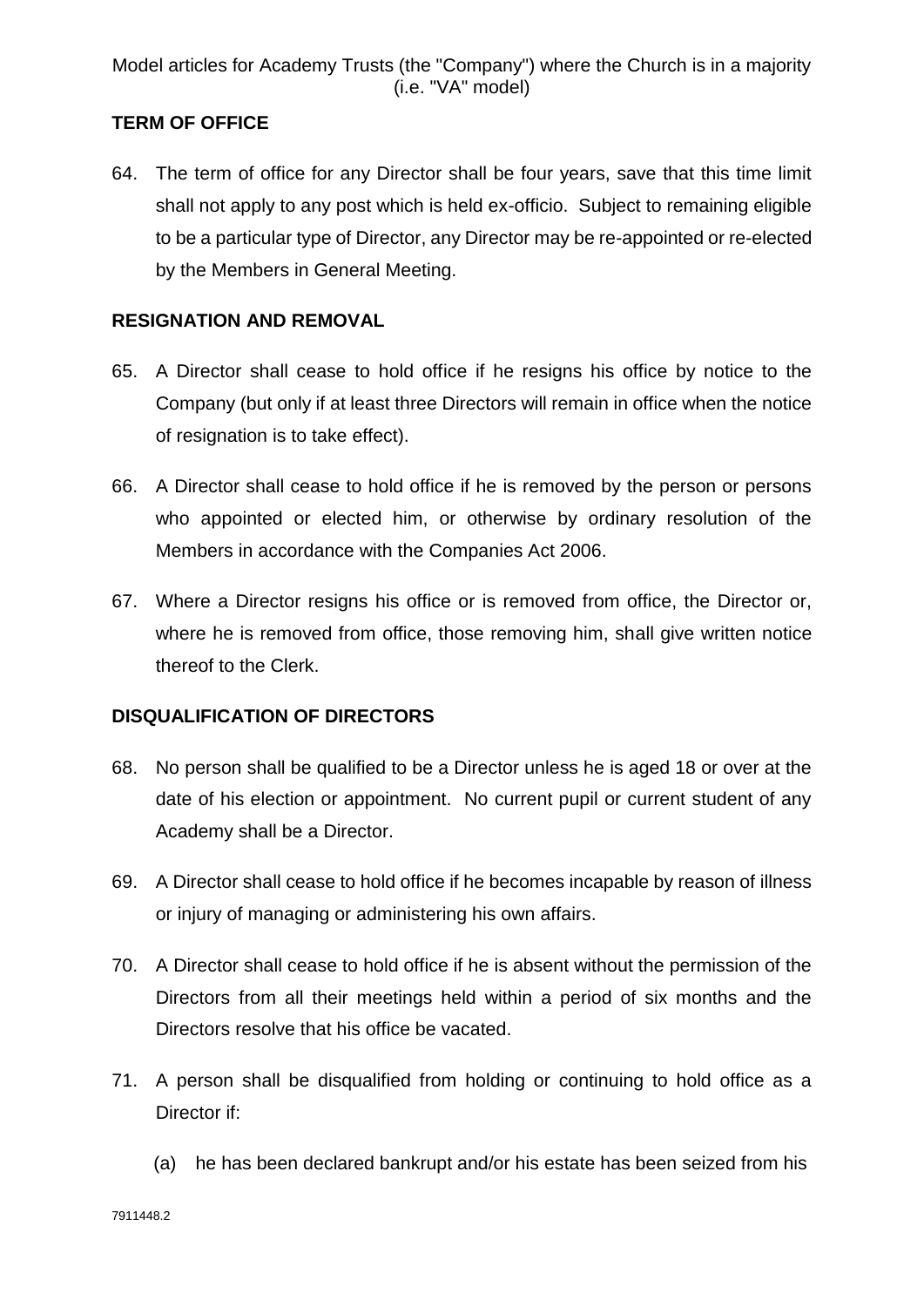## TERM OF OFFICE

64. The term of office for any Director shall be four years, save that this time limit shall not apply to any post which is held ex-officio. Subject to remaining eligible to be a particular type of Director, any Director may be re-appointed or re-elected by the Members in General Meeting.

## RESIGNATION AND REMOVAL

65. A Director shall cease to hold office if he resigns his office by notice to the Company (but only if at least three Directors will remain in office when the notice of resignation is to take effect).

66. A Director shall cease to hold office if he is removed by the person or persons who appointed or elected him, or otherwise by ordinary resolution of the Members in accordance with the Companies Act 2006.

67. Where a Director resigns his office or is removed from office, the Director or, where he is removed from office, those removing him, shall give written notice thereof to the Clerk.

## DISQUALIFICATION OF DIRECTORS

68. No person shall be qualified to be a Director unless he is aged 18 or over at the date of his election or appointment. No current pupil or current student of any Academy shall be a Director.

69. A Director shall cease to hold office if he becomes incapable by reason of illness or injury of managing or administering his own affairs.

70. A Director shall cease to hold office if he is absent without the permission of the Directors from all their meetings held within a period of six months and the Directors resolve that his office be vacated.

71. A person shall be disqualified from holding or continuing to hold office as a Director if:

    (a) he has been declared bankrupt and/or his estate has been seized from his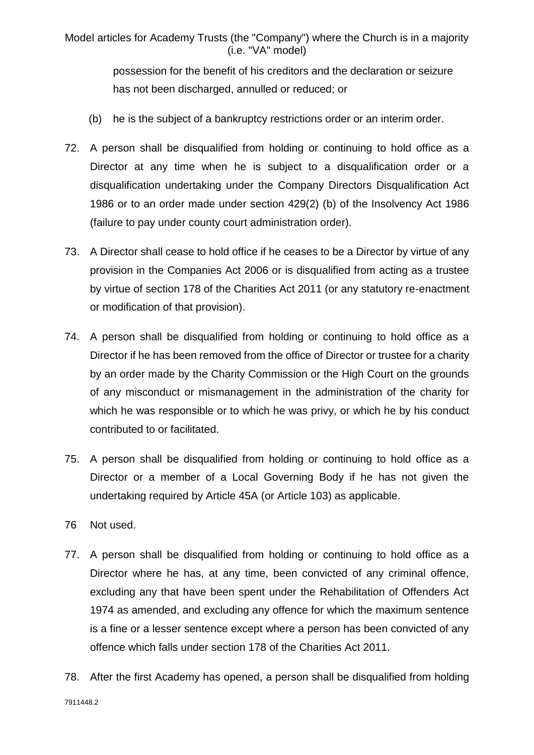possession for the benefit of his creditors and the declaration or seizure has not been discharged, annulled or reduced; or

(b) he is the subject of a bankruptcy restrictions order or an interim order.

72. A person shall be disqualified from holding or continuing to hold office as a Director at any time when he is subject to a disqualification order or a disqualification undertaking under the Company Directors Disqualification Act 1986 or to an order made under section 429(2) (b) of the Insolvency Act 1986 (failure to pay under county court administration order).

73. A Director shall cease to hold office if he ceases to be a Director by virtue of any provision in the Companies Act 2006 or is disqualified from acting as a trustee by virtue of section 178 of the Charities Act 2011 (or any statutory re-enactment or modification of that provision).

74. A person shall be disqualified from holding or continuing to hold office as a Director if he has been removed from the office of Director or trustee for a charity by an order made by the Charity Commission or the High Court on the grounds of any misconduct or mismanagement in the administration of the charity for which he was responsible or to which he was privy, or which he by his conduct contributed to or facilitated.

75. A person shall be disqualified from holding or continuing to hold office as a Director or a member of a Local Governing Body if he has not given the undertaking required by Article 45A (or Article 103) as applicable.

76 Not used.

77. A person shall be disqualified from holding or continuing to hold office as a Director where he has, at any time, been convicted of any criminal offence, excluding any that have been spent under the Rehabilitation of Offenders Act 1974 as amended, and excluding any offence for which the maximum sentence is a fine or a lesser sentence except where a person has been convicted of any offence which falls under section 178 of the Charities Act 2011.

78. After the first Academy has opened, a person shall be disqualified from holding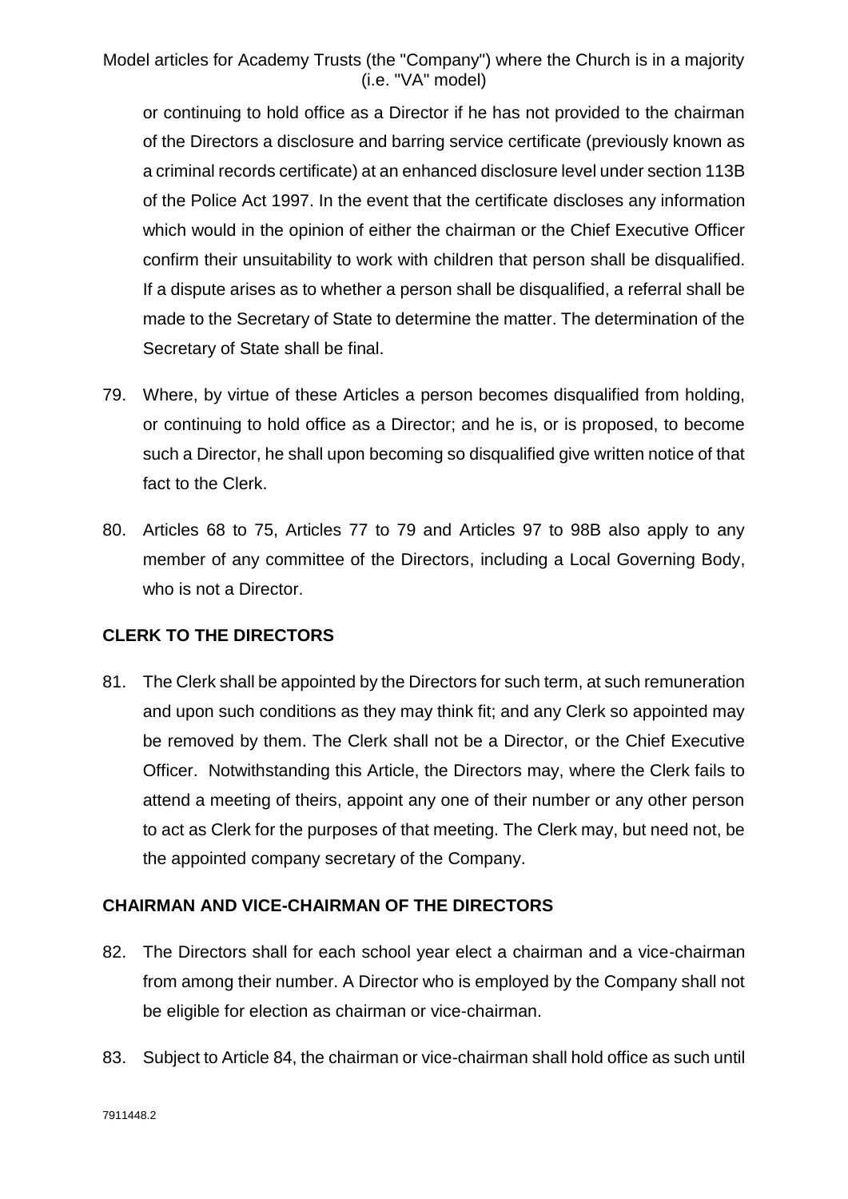or continuing to hold office as a Director if he has not provided to the chairman of the Directors a disclosure and barring service certificate (previously known as a criminal records certificate) at an enhanced disclosure level under section 113B of the Police Act 1997. In the event that the certificate discloses any information which would in the opinion of either the chairman or the Chief Executive Officer confirm their unsuitability to work with children that person shall be disqualified. If a dispute arises as to whether a person shall be disqualified, a referral shall be made to the Secretary of State to determine the matter. The determination of the Secretary of State shall be final.

79. Where, by virtue of these Articles a person becomes disqualified from holding, or continuing to hold office as a Director; and he is, or is proposed, to become such a Director, he shall upon becoming so disqualified give written notice of that fact to the Clerk.

80. Articles 68 to 75, Articles 77 to 79 and Articles 97 to 98B also apply to any member of any committee of the Directors, including a Local Governing Body, who is not a Director.

## CLERK TO THE DIRECTORS

81. The Clerk shall be appointed by the Directors for such term, at such remuneration and upon such conditions as they may think fit; and any Clerk so appointed may be removed by them. The Clerk shall not be a Director, or the Chief Executive Officer. Notwithstanding this Article, the Directors may, where the Clerk fails to attend a meeting of theirs, appoint any one of their number or any other person to act as Clerk for the purposes of that meeting. The Clerk may, but need not, be the appointed company secretary of the Company.

## CHAIRMAN AND VICE-CHAIRMAN OF THE DIRECTORS

82. The Directors shall for each school year elect a chairman and a vice-chairman from among their number. A Director who is employed by the Company shall not be eligible for election as chairman or vice-chairman.

83. Subject to Article 84, the chairman or vice-chairman shall hold office as such until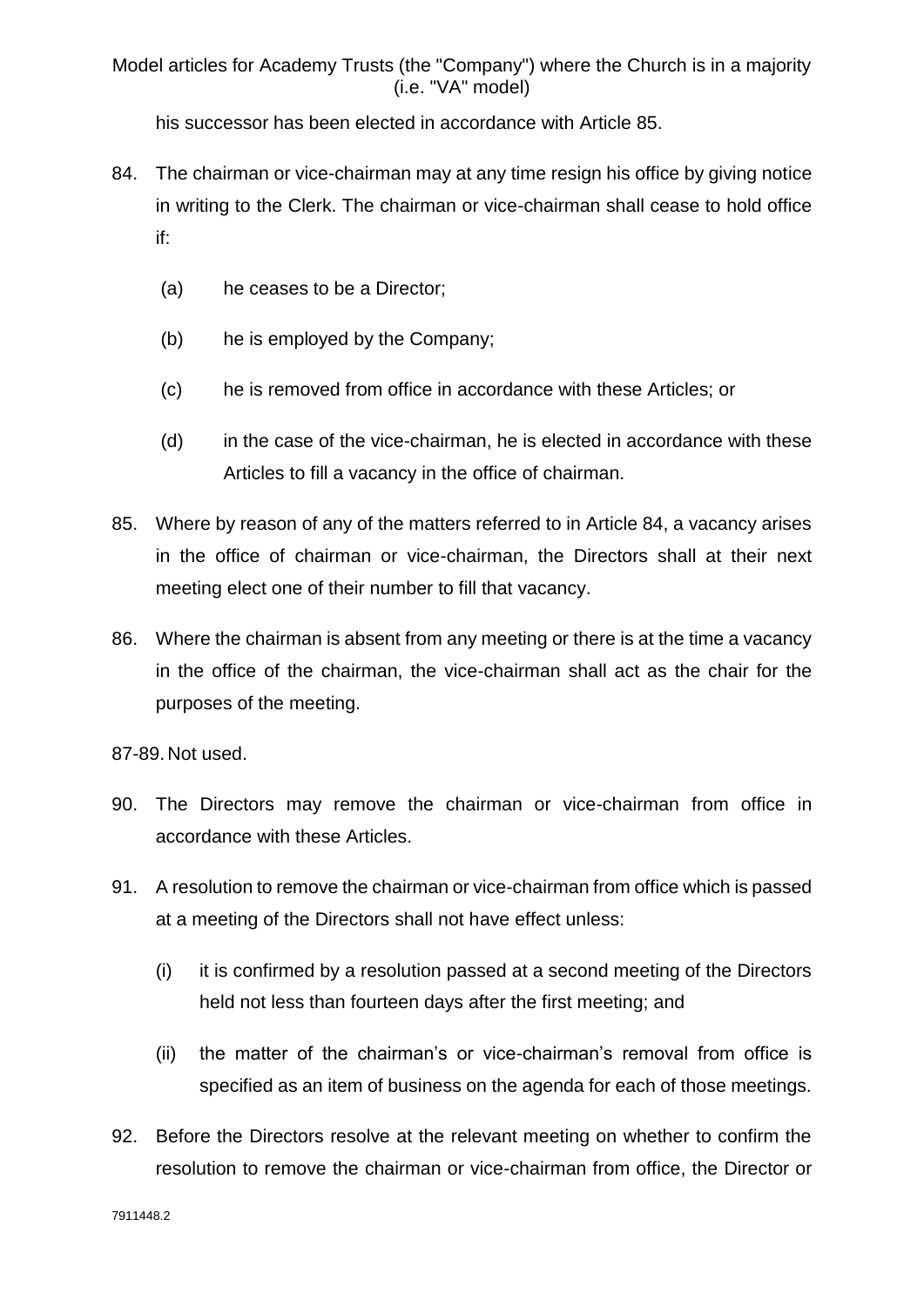his successor has been elected in accordance with Article 85.

84. The chairman or vice-chairman may at any time resign his office by giving notice in writing to the Clerk. The chairman or vice-chairman shall cease to hold office if:

    (a) he ceases to be a Director;

    (b) he is employed by the Company;

    (c) he is removed from office in accordance with these Articles; or

    (d) in the case of the vice-chairman, he is elected in accordance with these Articles to fill a vacancy in the office of chairman.

85. Where by reason of any of the matters referred to in Article 84, a vacancy arises in the office of chairman or vice-chairman, the Directors shall at their next meeting elect one of their number to fill that vacancy.

86. Where the chairman is absent from any meeting or there is at the time a vacancy in the office of the chairman, the vice-chairman shall act as the chair for the purposes of the meeting.

87-89. Not used.

90. The Directors may remove the chairman or vice-chairman from office in accordance with these Articles.

91. A resolution to remove the chairman or vice-chairman from office which is passed at a meeting of the Directors shall not have effect unless:

    (i) it is confirmed by a resolution passed at a second meeting of the Directors held not less than fourteen days after the first meeting; and

    (ii) the matter of the chairman's or vice-chairman's removal from office is specified as an item of business on the agenda for each of those meetings.

92. Before the Directors resolve at the relevant meeting on whether to confirm the resolution to remove the chairman or vice-chairman from office, the Director or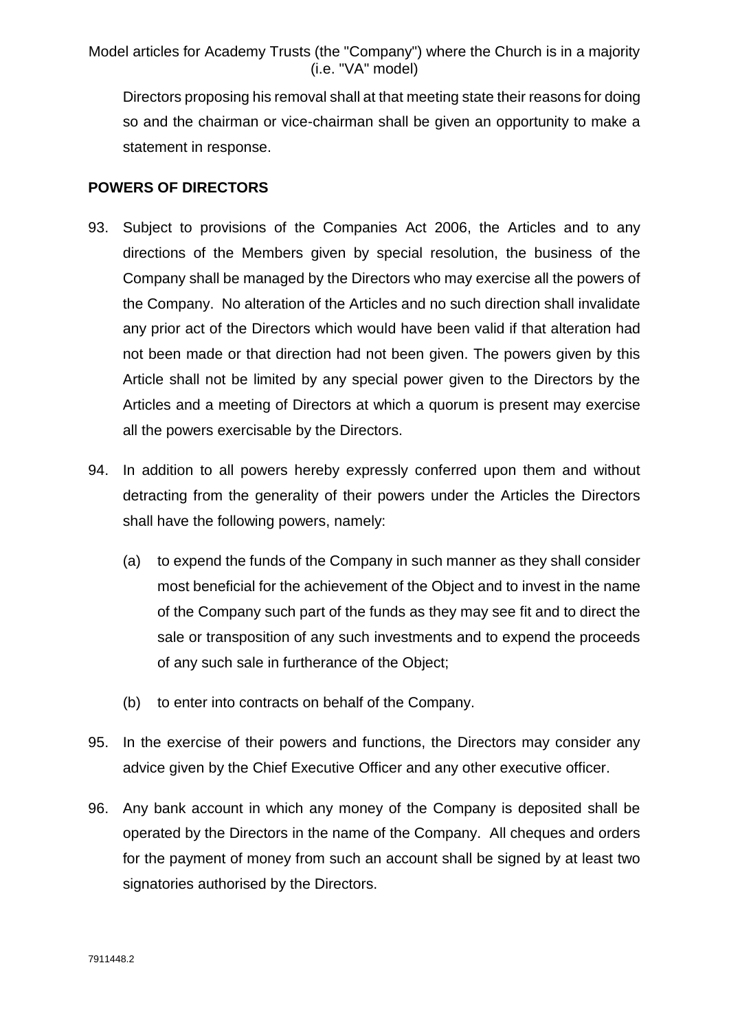Directors proposing his removal shall at that meeting state their reasons for doing so and the chairman or vice-chairman shall be given an opportunity to make a statement in response.

## POWERS OF DIRECTORS

93. Subject to provisions of the Companies Act 2006, the Articles and to any directions of the Members given by special resolution, the business of the Company shall be managed by the Directors who may exercise all the powers of the Company. No alteration of the Articles and no such direction shall invalidate any prior act of the Directors which would have been valid if that alteration had not been made or that direction had not been given. The powers given by this Article shall not be limited by any special power given to the Directors by the Articles and a meeting of Directors at which a quorum is present may exercise all the powers exercisable by the Directors.

94. In addition to all powers hereby expressly conferred upon them and without detracting from the generality of their powers under the Articles the Directors shall have the following powers, namely:

    (a) to expend the funds of the Company in such manner as they shall consider most beneficial for the achievement of the Object and to invest in the name of the Company such part of the funds as they may see fit and to direct the sale or transposition of any such investments and to expend the proceeds of any such sale in furtherance of the Object;

    (b) to enter into contracts on behalf of the Company.

95. In the exercise of their powers and functions, the Directors may consider any advice given by the Chief Executive Officer and any other executive officer.

96. Any bank account in which any money of the Company is deposited shall be operated by the Directors in the name of the Company. All cheques and orders for the payment of money from such an account shall be signed by at least two signatories authorised by the Directors.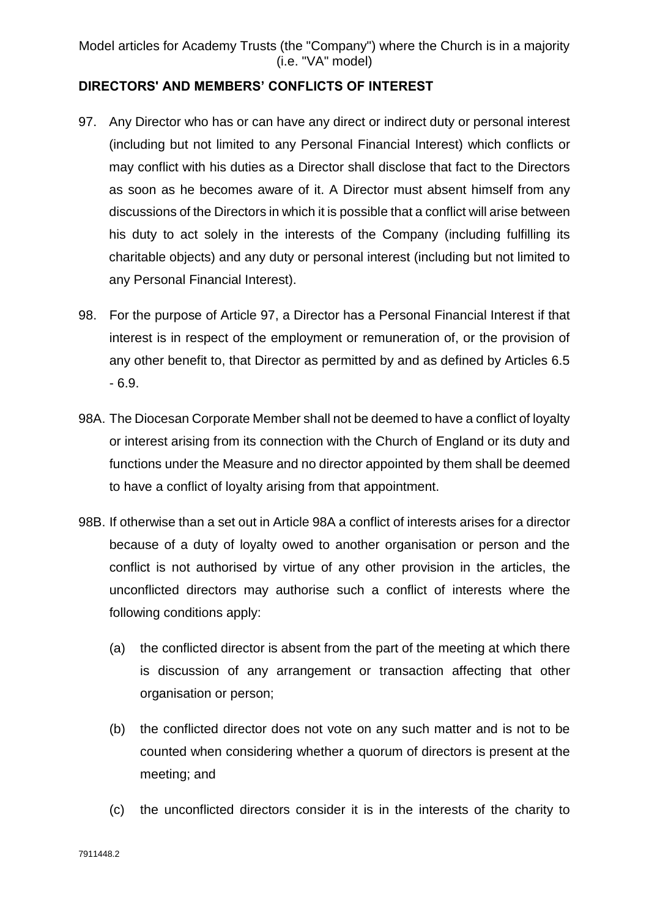## DIRECTORS' AND MEMBERS' CONFLICTS OF INTEREST

97. Any Director who has or can have any direct or indirect duty or personal interest (including but not limited to any Personal Financial Interest) which conflicts or may conflict with his duties as a Director shall disclose that fact to the Directors as soon as he becomes aware of it. A Director must absent himself from any discussions of the Directors in which it is possible that a conflict will arise between his duty to act solely in the interests of the Company (including fulfilling its charitable objects) and any duty or personal interest (including but not limited to any Personal Financial Interest).

98. For the purpose of Article 97, a Director has a Personal Financial Interest if that interest is in respect of the employment or remuneration of, or the provision of any other benefit to, that Director as permitted by and as defined by Articles 6.5 - 6.9.

98A. The Diocesan Corporate Member shall not be deemed to have a conflict of loyalty or interest arising from its connection with the Church of England or its duty and functions under the Measure and no director appointed by them shall be deemed to have a conflict of loyalty arising from that appointment.

98B. If otherwise than a set out in Article 98A a conflict of interests arises for a director because of a duty of loyalty owed to another organisation or person and the conflict is not authorised by virtue of any other provision in the articles, the unconflicted directors may authorise such a conflict of interests where the following conditions apply:

(a) the conflicted director is absent from the part of the meeting at which there is discussion of any arrangement or transaction affecting that other organisation or person;

(b) the conflicted director does not vote on any such matter and is not to be counted when considering whether a quorum of directors is present at the meeting; and

(c) the unconflicted directors consider it is in the interests of the charity to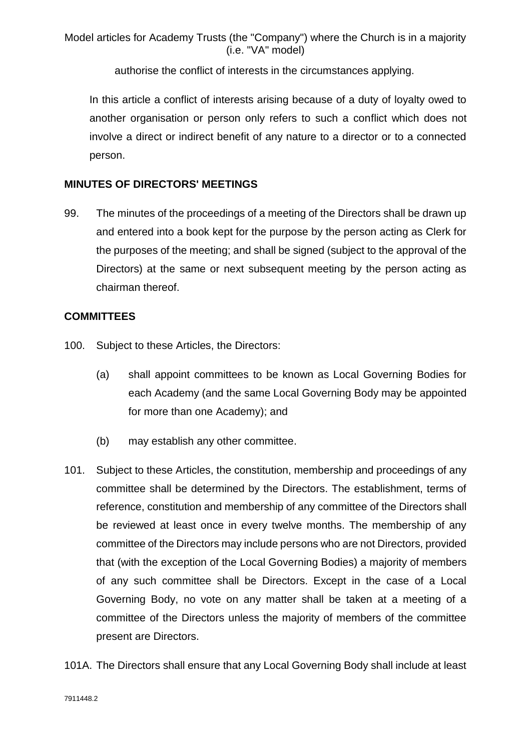authorise the conflict of interests in the circumstances applying.

In this article a conflict of interests arising because of a duty of loyalty owed to another organisation or person only refers to such a conflict which does not involve a direct or indirect benefit of any nature to a director or to a connected person.

**MINUTES OF DIRECTORS' MEETINGS**

99. The minutes of the proceedings of a meeting of the Directors shall be drawn up and entered into a book kept for the purpose by the person acting as Clerk for the purposes of the meeting; and shall be signed (subject to the approval of the Directors) at the same or next subsequent meeting by the person acting as chairman thereof.

**COMMITTEES**

100. Subject to these Articles, the Directors:

    (a) shall appoint committees to be known as Local Governing Bodies for each Academy (and the same Local Governing Body may be appointed for more than one Academy); and

    (b) may establish any other committee.

101. Subject to these Articles, the constitution, membership and proceedings of any committee shall be determined by the Directors. The establishment, terms of reference, constitution and membership of any committee of the Directors shall be reviewed at least once in every twelve months. The membership of any committee of the Directors may include persons who are not Directors, provided that (with the exception of the Local Governing Bodies) a majority of members of any such committee shall be Directors. Except in the case of a Local Governing Body, no vote on any matter shall be taken at a meeting of a committee of the Directors unless the majority of members of the committee present are Directors.

101A. The Directors shall ensure that any Local Governing Body shall include at least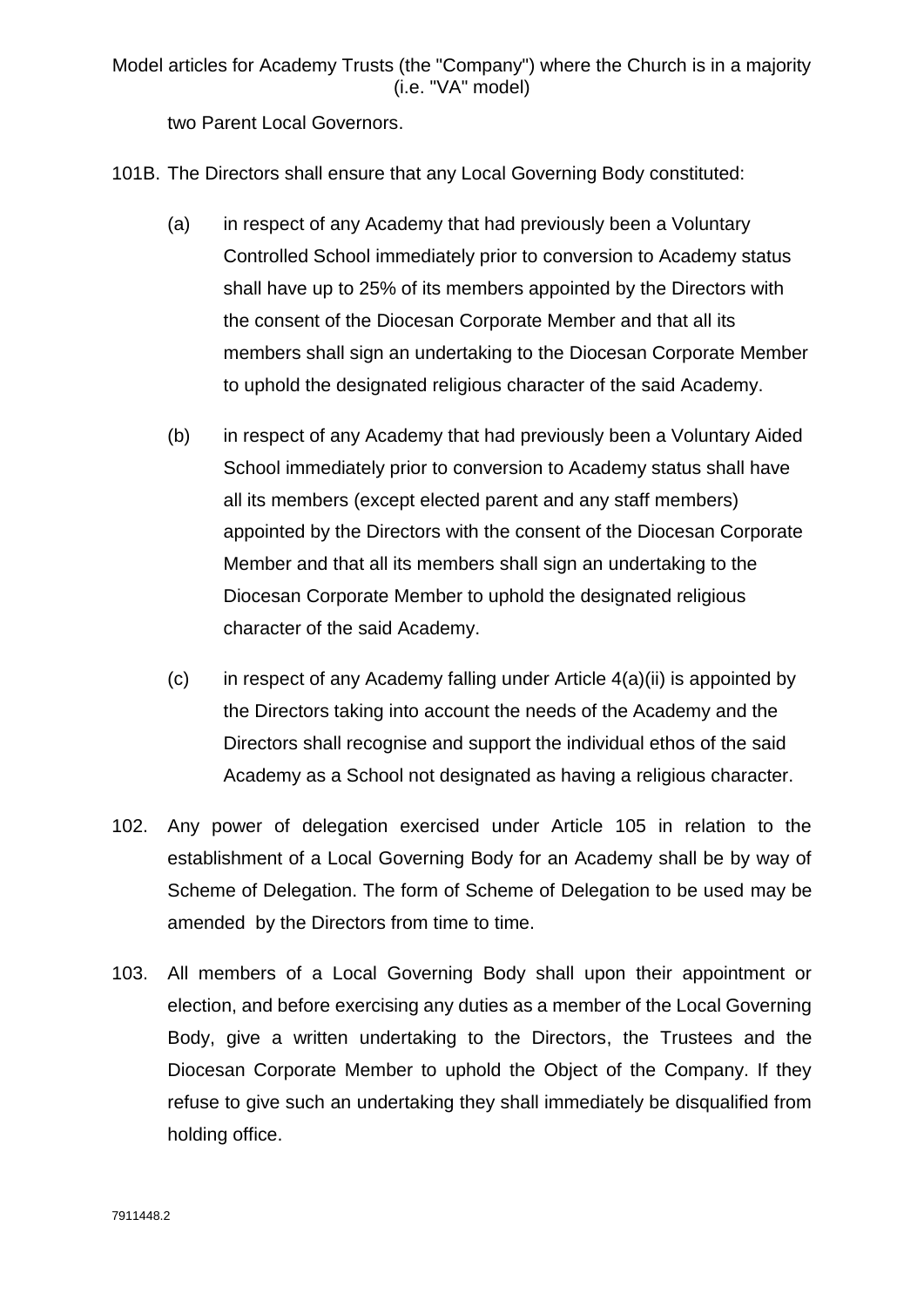two Parent Local Governors.

101B. The Directors shall ensure that any Local Governing Body constituted:

(a) in respect of any Academy that had previously been a Voluntary Controlled School immediately prior to conversion to Academy status shall have up to 25% of its members appointed by the Directors with the consent of the Diocesan Corporate Member and that all its members shall sign an undertaking to the Diocesan Corporate Member to uphold the designated religious character of the said Academy.

(b) in respect of any Academy that had previously been a Voluntary Aided School immediately prior to conversion to Academy status shall have all its members (except elected parent and any staff members) appointed by the Directors with the consent of the Diocesan Corporate Member and that all its members shall sign an undertaking to the Diocesan Corporate Member to uphold the designated religious character of the said Academy.

(c) in respect of any Academy falling under Article 4(a)(ii) is appointed by the Directors taking into account the needs of the Academy and the Directors shall recognise and support the individual ethos of the said Academy as a School not designated as having a religious character.

102. Any power of delegation exercised under Article 105 in relation to the establishment of a Local Governing Body for an Academy shall be by way of Scheme of Delegation. The form of Scheme of Delegation to be used may be amended by the Directors from time to time.

103. All members of a Local Governing Body shall upon their appointment or election, and before exercising any duties as a member of the Local Governing Body, give a written undertaking to the Directors, the Trustees and the Diocesan Corporate Member to uphold the Object of the Company. If they refuse to give such an undertaking they shall immediately be disqualified from holding office.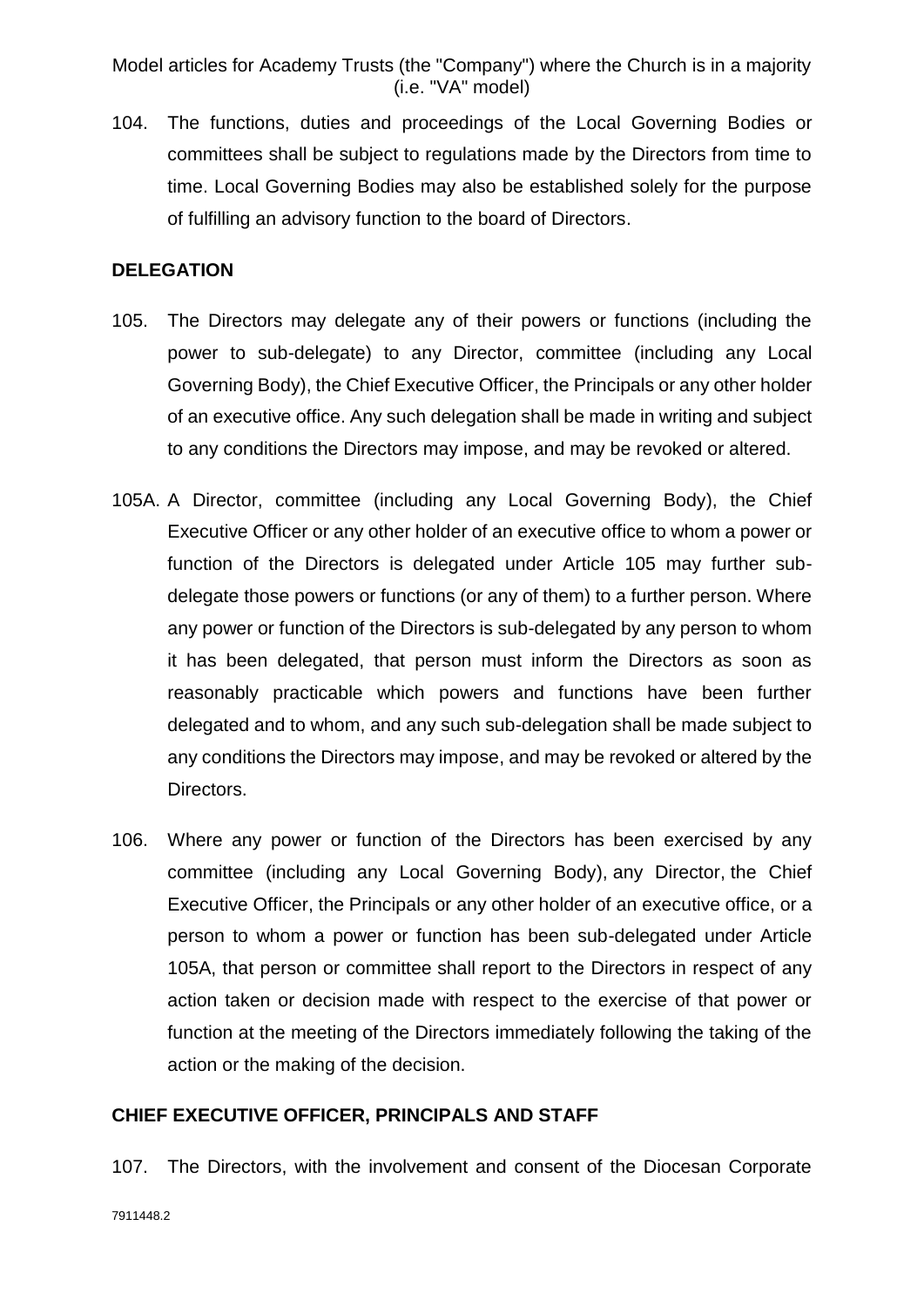104. The functions, duties and proceedings of the Local Governing Bodies or committees shall be subject to regulations made by the Directors from time to time. Local Governing Bodies may also be established solely for the purpose of fulfilling an advisory function to the board of Directors.

**DELEGATION**

105. The Directors may delegate any of their powers or functions (including the power to sub-delegate) to any Director, committee (including any Local Governing Body), the Chief Executive Officer, the Principals or any other holder of an executive office. Any such delegation shall be made in writing and subject to any conditions the Directors may impose, and may be revoked or altered.

105A. A Director, committee (including any Local Governing Body), the Chief Executive Officer or any other holder of an executive office to whom a power or function of the Directors is delegated under Article 105 may further sub-delegate those powers or functions (or any of them) to a further person. Where any power or function of the Directors is sub-delegated by any person to whom it has been delegated, that person must inform the Directors as soon as reasonably practicable which powers and functions have been further delegated and to whom, and any such sub-delegation shall be made subject to any conditions the Directors may impose, and may be revoked or altered by the Directors.

106. Where any power or function of the Directors has been exercised by any committee (including any Local Governing Body), any Director, the Chief Executive Officer, the Principals or any other holder of an executive office, or a person to whom a power or function has been sub-delegated under Article 105A, that person or committee shall report to the Directors in respect of any action taken or decision made with respect to the exercise of that power or function at the meeting of the Directors immediately following the taking of the action or the making of the decision.

**CHIEF EXECUTIVE OFFICER, PRINCIPALS AND STAFF**

107. The Directors, with the involvement and consent of the Diocesan Corporate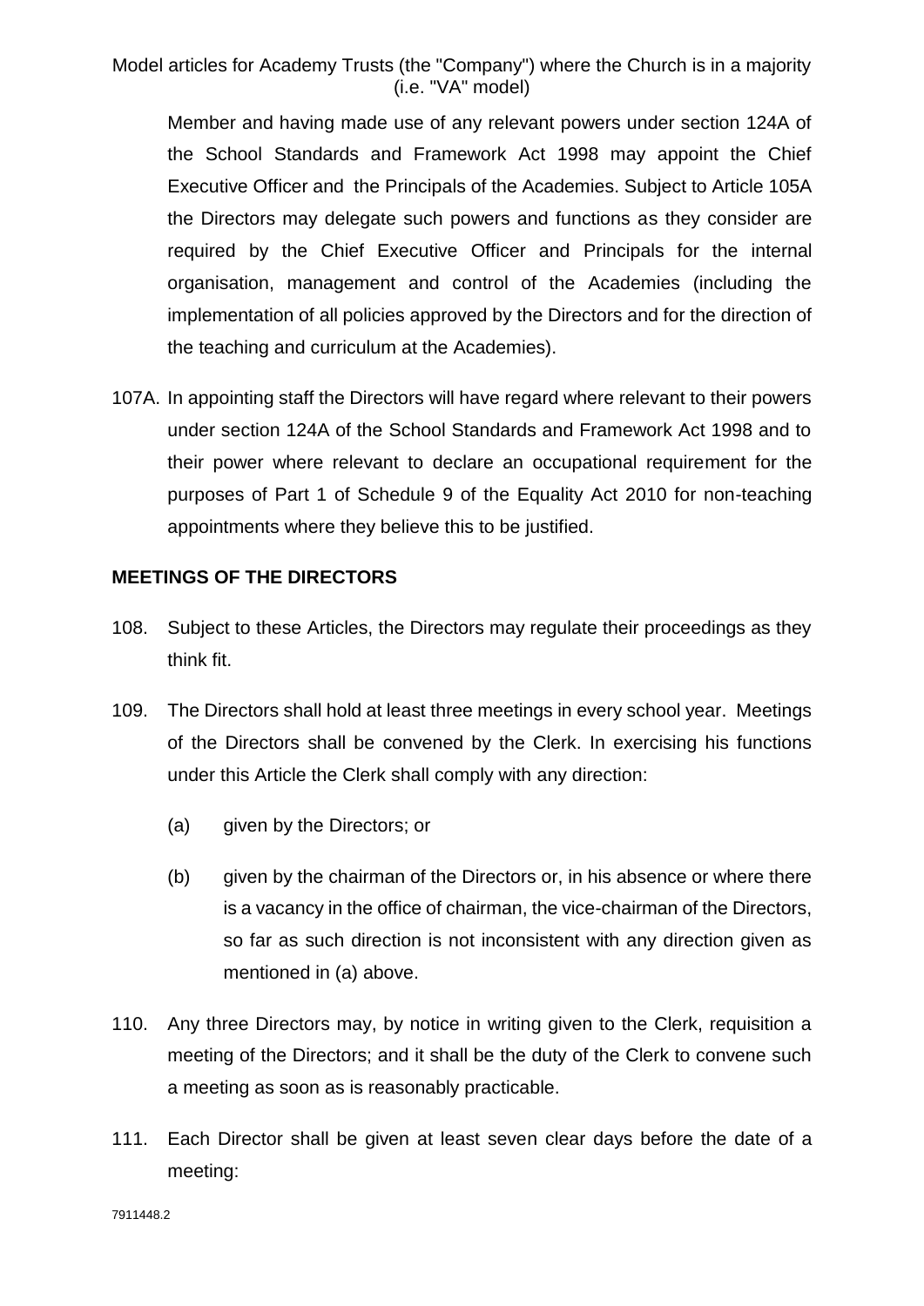Member and having made use of any relevant powers under section 124A of the School Standards and Framework Act 1998 may appoint the Chief Executive Officer and the Principals of the Academies. Subject to Article 105A the Directors may delegate such powers and functions as they consider are required by the Chief Executive Officer and Principals for the internal organisation, management and control of the Academies (including the implementation of all policies approved by the Directors and for the direction of the teaching and curriculum at the Academies).

107A. In appointing staff the Directors will have regard where relevant to their powers under section 124A of the School Standards and Framework Act 1998 and to their power where relevant to declare an occupational requirement for the purposes of Part 1 of Schedule 9 of the Equality Act 2010 for non-teaching appointments where they believe this to be justified.

**MEETINGS OF THE DIRECTORS**

108. Subject to these Articles, the Directors may regulate their proceedings as they think fit.

109. The Directors shall hold at least three meetings in every school year. Meetings of the Directors shall be convened by the Clerk. In exercising his functions under this Article the Clerk shall comply with any direction:

   (a) given by the Directors; or

   (b) given by the chairman of the Directors or, in his absence or where there is a vacancy in the office of chairman, the vice-chairman of the Directors, so far as such direction is not inconsistent with any direction given as mentioned in (a) above.

110. Any three Directors may, by notice in writing given to the Clerk, requisition a meeting of the Directors; and it shall be the duty of the Clerk to convene such a meeting as soon as is reasonably practicable.

111. Each Director shall be given at least seven clear days before the date of a meeting: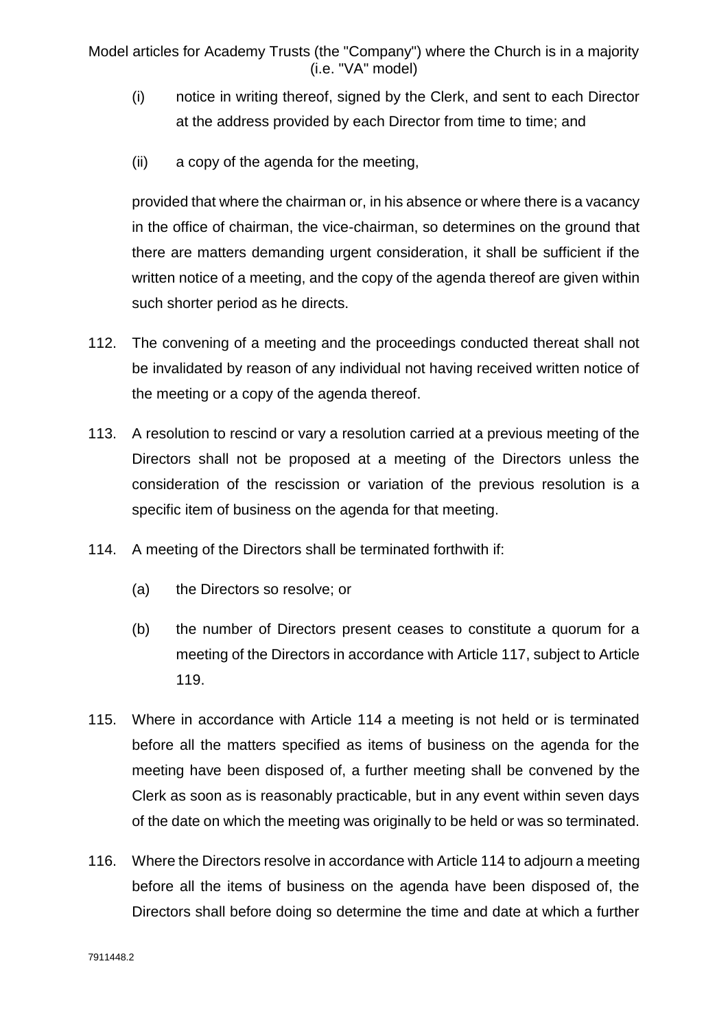(i) notice in writing thereof, signed by the Clerk, and sent to each Director at the address provided by each Director from time to time; and

(ii) a copy of the agenda for the meeting,

provided that where the chairman or, in his absence or where there is a vacancy in the office of chairman, the vice-chairman, so determines on the ground that there are matters demanding urgent consideration, it shall be sufficient if the written notice of a meeting, and the copy of the agenda thereof are given within such shorter period as he directs.

112. The convening of a meeting and the proceedings conducted thereat shall not be invalidated by reason of any individual not having received written notice of the meeting or a copy of the agenda thereof.

113. A resolution to rescind or vary a resolution carried at a previous meeting of the Directors shall not be proposed at a meeting of the Directors unless the consideration of the rescission or variation of the previous resolution is a specific item of business on the agenda for that meeting.

114. A meeting of the Directors shall be terminated forthwith if:

(a) the Directors so resolve; or

(b) the number of Directors present ceases to constitute a quorum for a meeting of the Directors in accordance with Article 117, subject to Article 119.

115. Where in accordance with Article 114 a meeting is not held or is terminated before all the matters specified as items of business on the agenda for the meeting have been disposed of, a further meeting shall be convened by the Clerk as soon as is reasonably practicable, but in any event within seven days of the date on which the meeting was originally to be held or was so terminated.

116. Where the Directors resolve in accordance with Article 114 to adjourn a meeting before all the items of business on the agenda have been disposed of, the Directors shall before doing so determine the time and date at which a further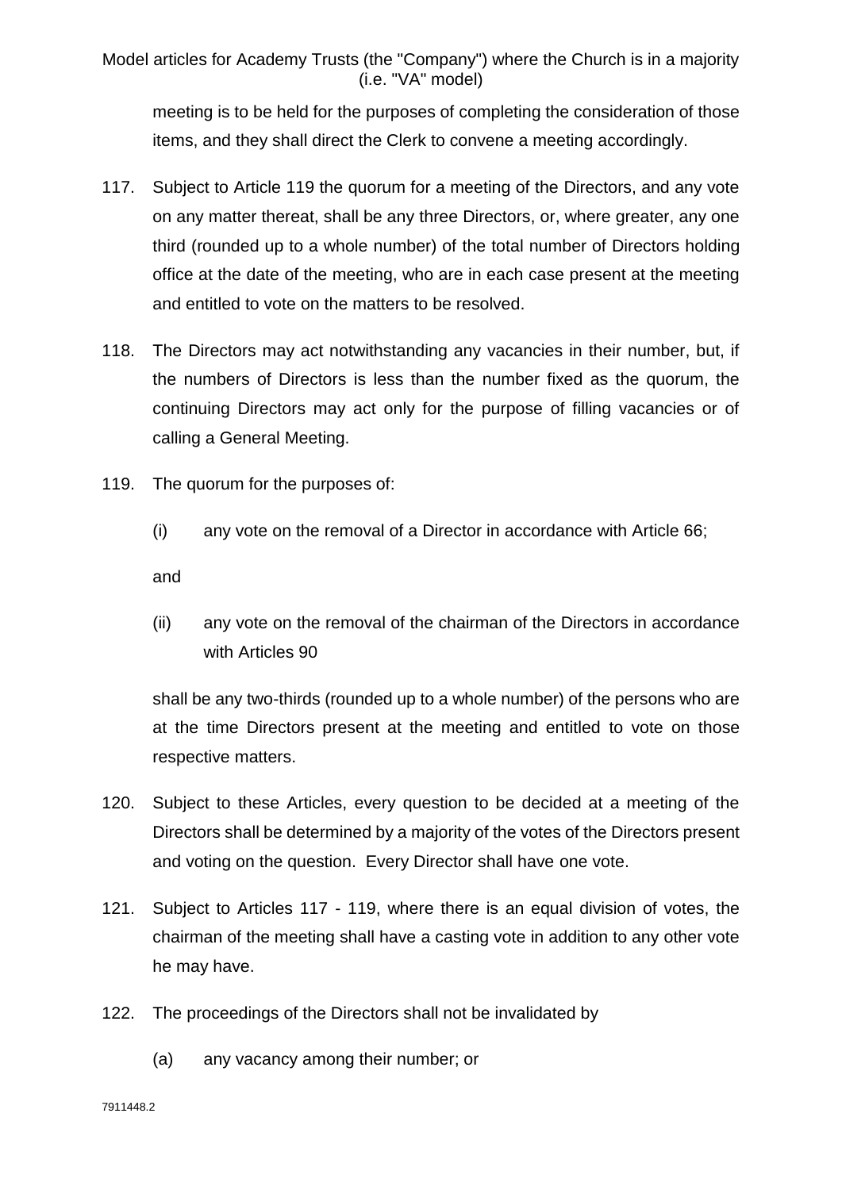meeting is to be held for the purposes of completing the consideration of those items, and they shall direct the Clerk to convene a meeting accordingly.

117. Subject to Article 119 the quorum for a meeting of the Directors, and any vote on any matter thereat, shall be any three Directors, or, where greater, any one third (rounded up to a whole number) of the total number of Directors holding office at the date of the meeting, who are in each case present at the meeting and entitled to vote on the matters to be resolved.

118. The Directors may act notwithstanding any vacancies in their number, but, if the numbers of Directors is less than the number fixed as the quorum, the continuing Directors may act only for the purpose of filling vacancies or of calling a General Meeting.

119. The quorum for the purposes of:

   (i) any vote on the removal of a Director in accordance with Article 66;

   and

   (ii) any vote on the removal of the chairman of the Directors in accordance with Articles 90

   shall be any two-thirds (rounded up to a whole number) of the persons who are at the time Directors present at the meeting and entitled to vote on those respective matters.

120. Subject to these Articles, every question to be decided at a meeting of the Directors shall be determined by a majority of the votes of the Directors present and voting on the question. Every Director shall have one vote.

121. Subject to Articles 117 - 119, where there is an equal division of votes, the chairman of the meeting shall have a casting vote in addition to any other vote he may have.

122. The proceedings of the Directors shall not be invalidated by

   (a) any vacancy among their number; or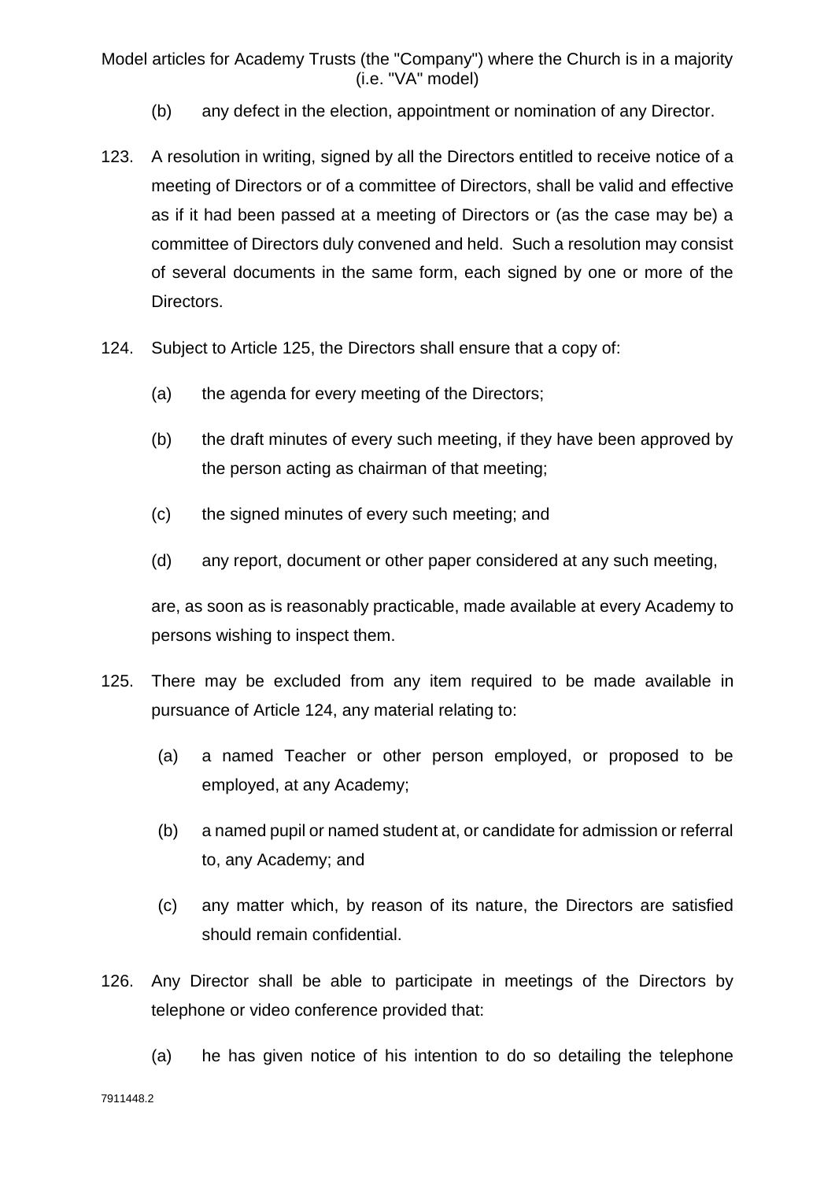(b) any defect in the election, appointment or nomination of any Director.

123. A resolution in writing, signed by all the Directors entitled to receive notice of a meeting of Directors or of a committee of Directors, shall be valid and effective as if it had been passed at a meeting of Directors or (as the case may be) a committee of Directors duly convened and held. Such a resolution may consist of several documents in the same form, each signed by one or more of the Directors.

124. Subject to Article 125, the Directors shall ensure that a copy of:

   (a) the agenda for every meeting of the Directors;

   (b) the draft minutes of every such meeting, if they have been approved by the person acting as chairman of that meeting;

   (c) the signed minutes of every such meeting; and

   (d) any report, document or other paper considered at any such meeting,

   are, as soon as is reasonably practicable, made available at every Academy to persons wishing to inspect them.

125. There may be excluded from any item required to be made available in pursuance of Article 124, any material relating to:

   (a) a named Teacher or other person employed, or proposed to be employed, at any Academy;

   (b) a named pupil or named student at, or candidate for admission or referral to, any Academy; and

   (c) any matter which, by reason of its nature, the Directors are satisfied should remain confidential.

126. Any Director shall be able to participate in meetings of the Directors by telephone or video conference provided that:

   (a) he has given notice of his intention to do so detailing the telephone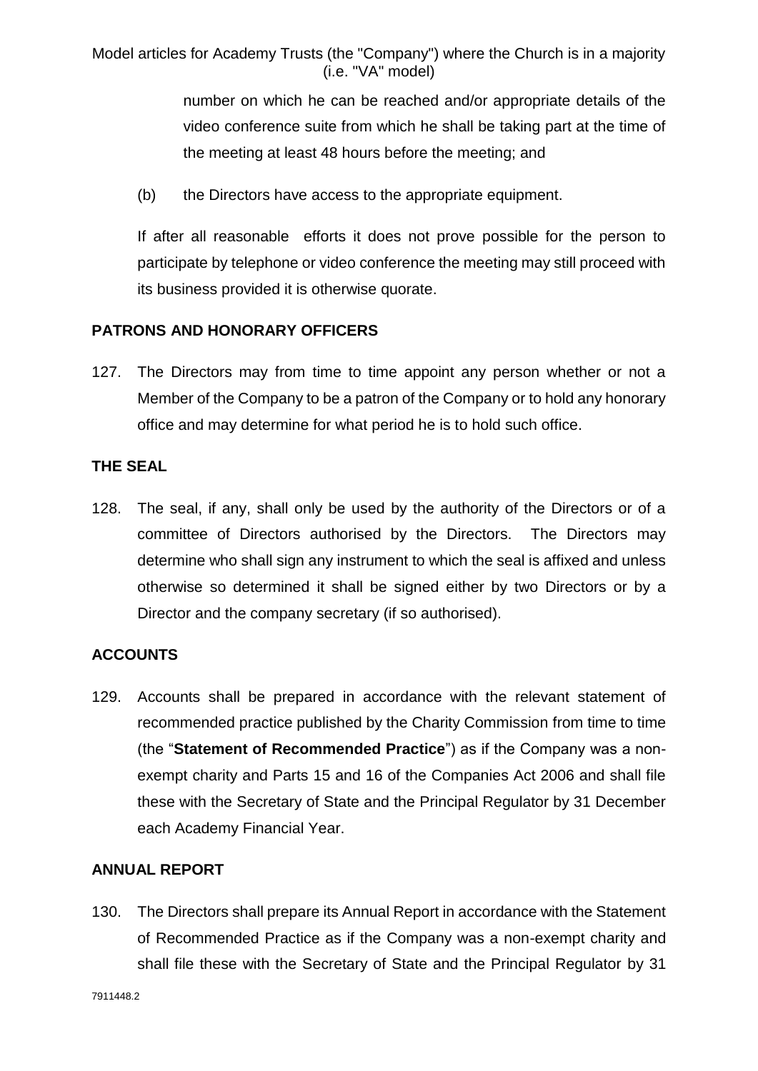number on which he can be reached and/or appropriate details of the video conference suite from which he shall be taking part at the time of the meeting at least 48 hours before the meeting; and

(b) the Directors have access to the appropriate equipment.

If after all reasonable efforts it does not prove possible for the person to participate by telephone or video conference the meeting may still proceed with its business provided it is otherwise quorate.

**PATRONS AND HONORARY OFFICERS**

127. The Directors may from time to time appoint any person whether or not a Member of the Company to be a patron of the Company or to hold any honorary office and may determine for what period he is to hold such office.

**THE SEAL**

128. The seal, if any, shall only be used by the authority of the Directors or of a committee of Directors authorised by the Directors. The Directors may determine who shall sign any instrument to which the seal is affixed and unless otherwise so determined it shall be signed either by two Directors or by a Director and the company secretary (if so authorised).

**ACCOUNTS**

129. Accounts shall be prepared in accordance with the relevant statement of recommended practice published by the Charity Commission from time to time (the "**Statement of Recommended Practice**") as if the Company was a non-exempt charity and Parts 15 and 16 of the Companies Act 2006 and shall file these with the Secretary of State and the Principal Regulator by 31 December each Academy Financial Year.

**ANNUAL REPORT**

130. The Directors shall prepare its Annual Report in accordance with the Statement of Recommended Practice as if the Company was a non-exempt charity and shall file these with the Secretary of State and the Principal Regulator by 31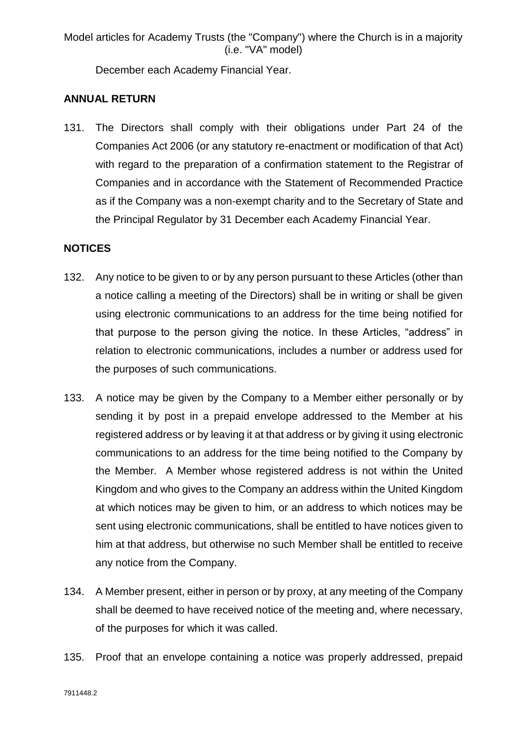December each Academy Financial Year.

**ANNUAL RETURN**

131. The Directors shall comply with their obligations under Part 24 of the Companies Act 2006 (or any statutory re-enactment or modification of that Act) with regard to the preparation of a confirmation statement to the Registrar of Companies and in accordance with the Statement of Recommended Practice as if the Company was a non-exempt charity and to the Secretary of State and the Principal Regulator by 31 December each Academy Financial Year.

**NOTICES**

132. Any notice to be given to or by any person pursuant to these Articles (other than a notice calling a meeting of the Directors) shall be in writing or shall be given using electronic communications to an address for the time being notified for that purpose to the person giving the notice. In these Articles, "address" in relation to electronic communications, includes a number or address used for the purposes of such communications.

133. A notice may be given by the Company to a Member either personally or by sending it by post in a prepaid envelope addressed to the Member at his registered address or by leaving it at that address or by giving it using electronic communications to an address for the time being notified to the Company by the Member. A Member whose registered address is not within the United Kingdom and who gives to the Company an address within the United Kingdom at which notices may be given to him, or an address to which notices may be sent using electronic communications, shall be entitled to have notices given to him at that address, but otherwise no such Member shall be entitled to receive any notice from the Company.

134. A Member present, either in person or by proxy, at any meeting of the Company shall be deemed to have received notice of the meeting and, where necessary, of the purposes for which it was called.

135. Proof that an envelope containing a notice was properly addressed, prepaid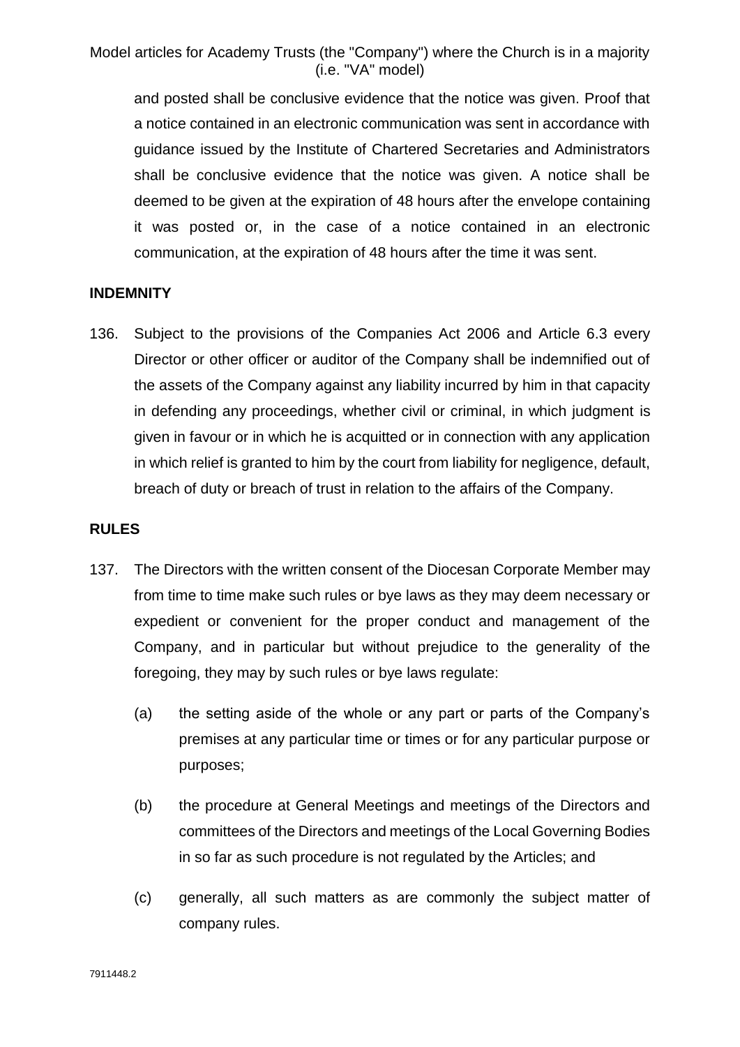and posted shall be conclusive evidence that the notice was given. Proof that a notice contained in an electronic communication was sent in accordance with guidance issued by the Institute of Chartered Secretaries and Administrators shall be conclusive evidence that the notice was given. A notice shall be deemed to be given at the expiration of 48 hours after the envelope containing it was posted or, in the case of a notice contained in an electronic communication, at the expiration of 48 hours after the time it was sent.

## INDEMNITY

136. Subject to the provisions of the Companies Act 2006 and Article 6.3 every Director or other officer or auditor of the Company shall be indemnified out of the assets of the Company against any liability incurred by him in that capacity in defending any proceedings, whether civil or criminal, in which judgment is given in favour or in which he is acquitted or in connection with any application in which relief is granted to him by the court from liability for negligence, default, breach of duty or breach of trust in relation to the affairs of the Company.

## RULES

137. The Directors with the written consent of the Diocesan Corporate Member may from time to time make such rules or bye laws as they may deem necessary or expedient or convenient for the proper conduct and management of the Company, and in particular but without prejudice to the generality of the foregoing, they may by such rules or bye laws regulate:

   (a) the setting aside of the whole or any part or parts of the Company's premises at any particular time or times or for any particular purpose or purposes;

   (b) the procedure at General Meetings and meetings of the Directors and committees of the Directors and meetings of the Local Governing Bodies in so far as such procedure is not regulated by the Articles; and

   (c) generally, all such matters as are commonly the subject matter of company rules.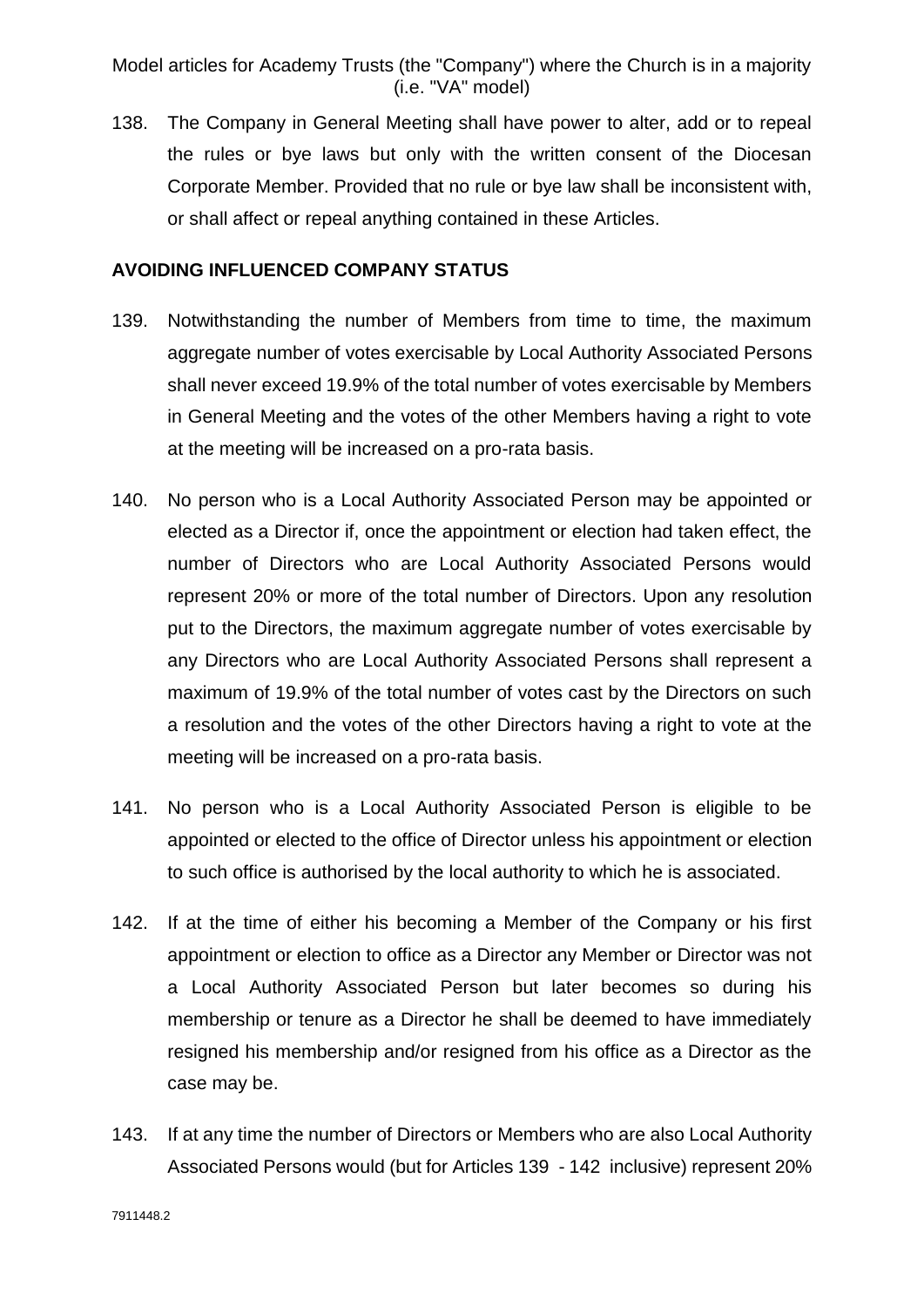138. The Company in General Meeting shall have power to alter, add or to repeal the rules or bye laws but only with the written consent of the Diocesan Corporate Member. Provided that no rule or bye law shall be inconsistent with, or shall affect or repeal anything contained in these Articles.

**AVOIDING INFLUENCED COMPANY STATUS**

139. Notwithstanding the number of Members from time to time, the maximum aggregate number of votes exercisable by Local Authority Associated Persons shall never exceed 19.9% of the total number of votes exercisable by Members in General Meeting and the votes of the other Members having a right to vote at the meeting will be increased on a pro-rata basis.

140. No person who is a Local Authority Associated Person may be appointed or elected as a Director if, once the appointment or election had taken effect, the number of Directors who are Local Authority Associated Persons would represent 20% or more of the total number of Directors. Upon any resolution put to the Directors, the maximum aggregate number of votes exercisable by any Directors who are Local Authority Associated Persons shall represent a maximum of 19.9% of the total number of votes cast by the Directors on such a resolution and the votes of the other Directors having a right to vote at the meeting will be increased on a pro-rata basis.

141. No person who is a Local Authority Associated Person is eligible to be appointed or elected to the office of Director unless his appointment or election to such office is authorised by the local authority to which he is associated.

142. If at the time of either his becoming a Member of the Company or his first appointment or election to office as a Director any Member or Director was not a Local Authority Associated Person but later becomes so during his membership or tenure as a Director he shall be deemed to have immediately resigned his membership and/or resigned from his office as a Director as the case may be.

143. If at any time the number of Directors or Members who are also Local Authority Associated Persons would (but for Articles 139 - 142 inclusive) represent 20%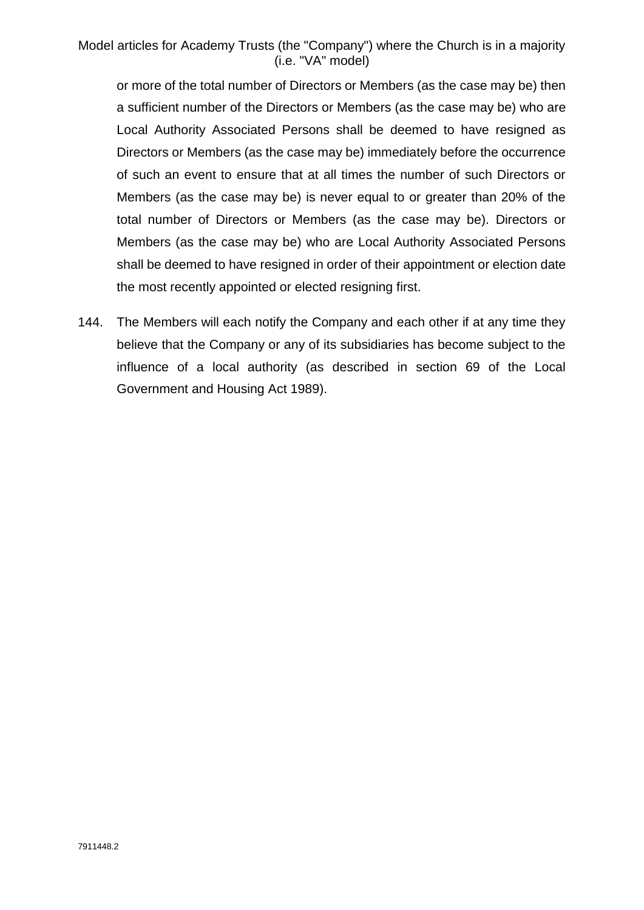or more of the total number of Directors or Members (as the case may be) then a sufficient number of the Directors or Members (as the case may be) who are Local Authority Associated Persons shall be deemed to have resigned as Directors or Members (as the case may be) immediately before the occurrence of such an event to ensure that at all times the number of such Directors or Members (as the case may be) is never equal to or greater than 20% of the total number of Directors or Members (as the case may be). Directors or Members (as the case may be) who are Local Authority Associated Persons shall be deemed to have resigned in order of their appointment or election date the most recently appointed or elected resigning first.

144. The Members will each notify the Company and each other if at any time they believe that the Company or any of its subsidiaries has become subject to the influence of a local authority (as described in section 69 of the Local Government and Housing Act 1989).